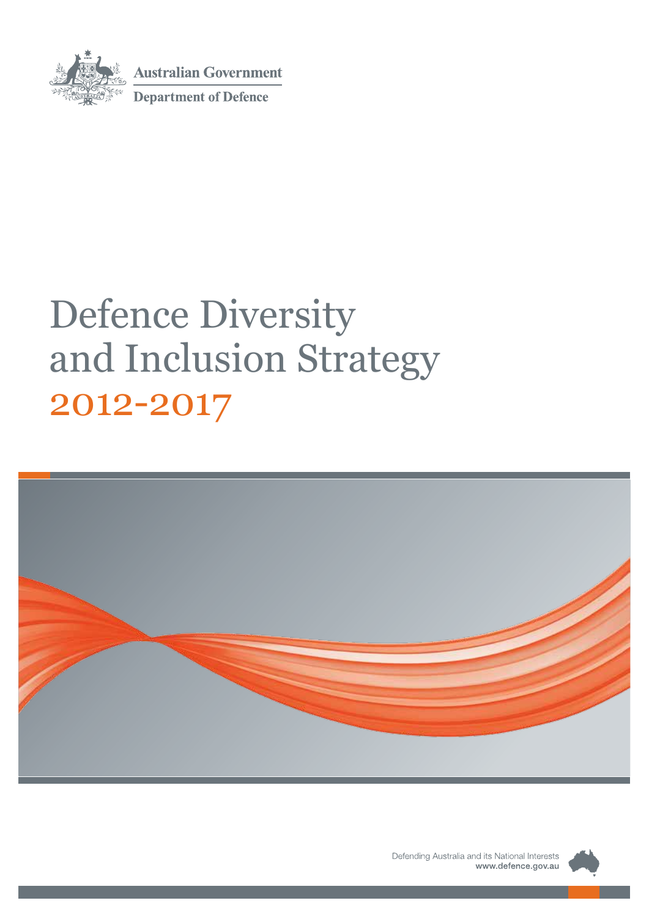Australian Government

Department of Defence

# Defence Diversity and Inclusion Strategy 2012-2017

Defending Australia and its National Interests
www.defence.gov.au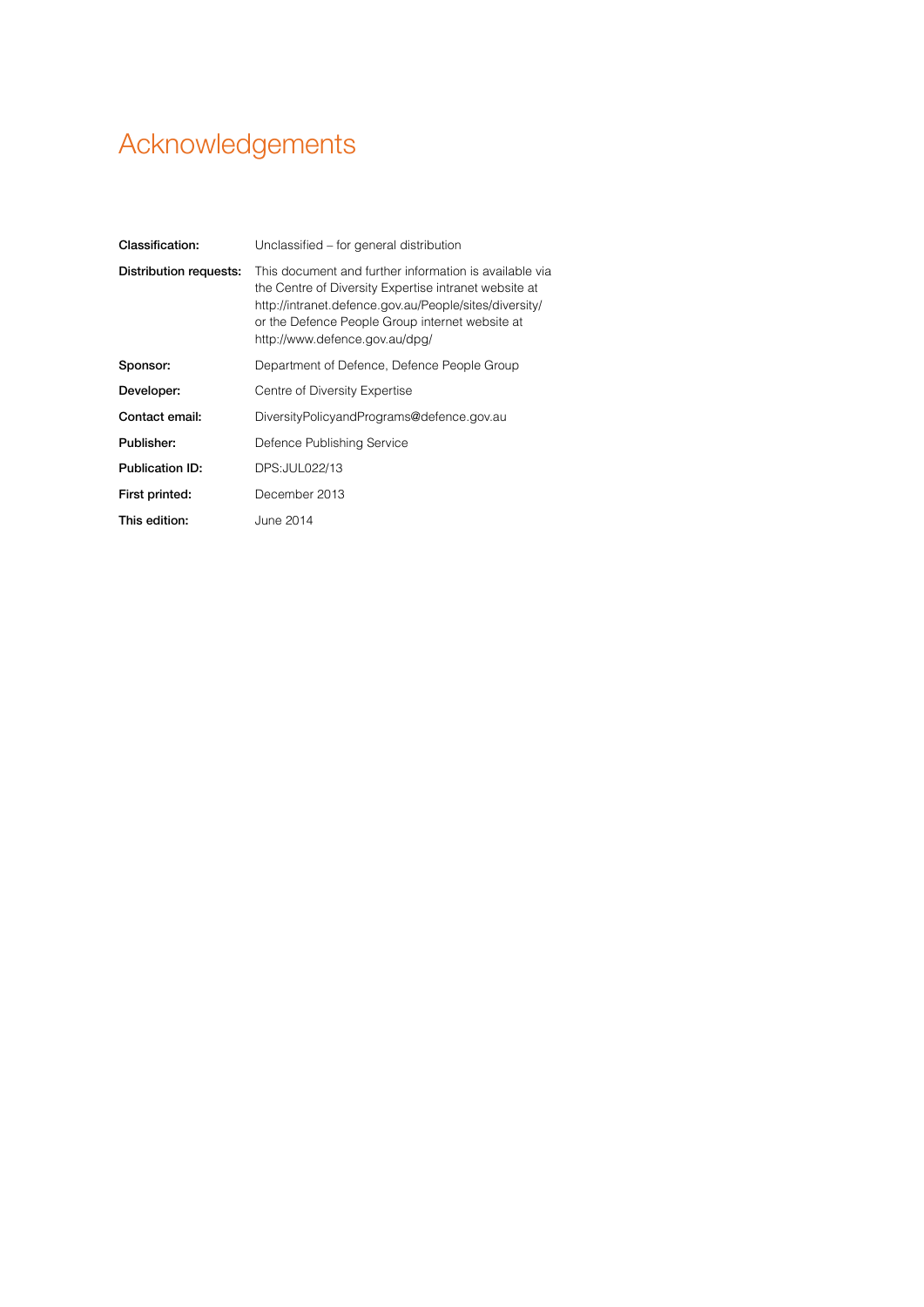# Acknowledgements

| | |
|---|---|
| **Classification:** | Unclassified – for general distribution |
| **Distribution requests:** | This document and further information is available via the Centre of Diversity Expertise intranet website at http://intranet.defence.gov.au/People/sites/diversity/ or the Defence People Group internet website at http://www.defence.gov.au/dpg/ |
| **Sponsor:** | Department of Defence, Defence People Group |
| **Developer:** | Centre of Diversity Expertise |
| **Contact email:** | DiversityPolicyandPrograms@defence.gov.au |
| **Publisher:** | Defence Publishing Service |
| **Publication ID:** | DPS:JUL022/13 |
| **First printed:** | December 2013 |
| **This edition:** | June 2014 |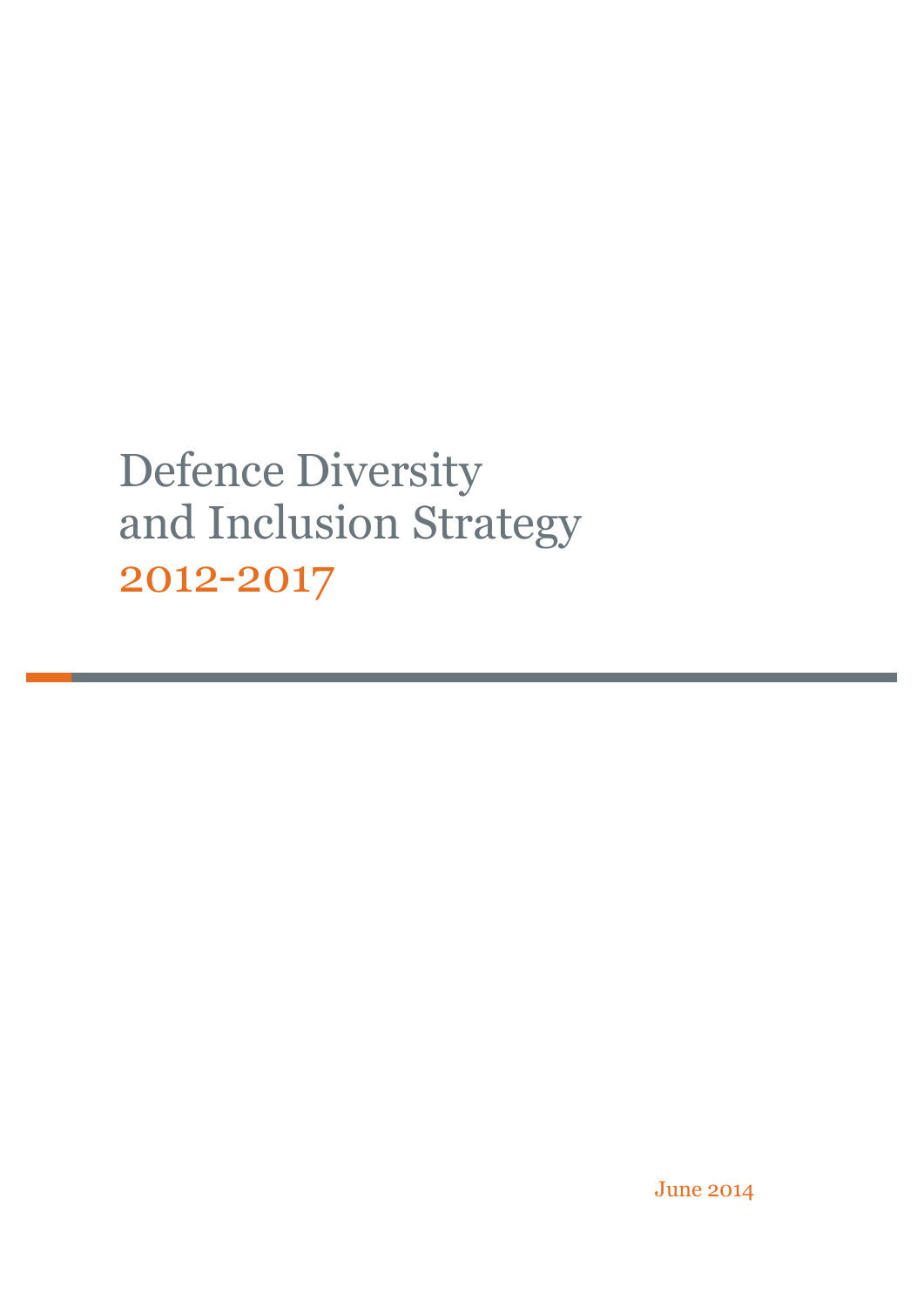# Defence Diversity and Inclusion Strategy

## 2012-2017

June 2014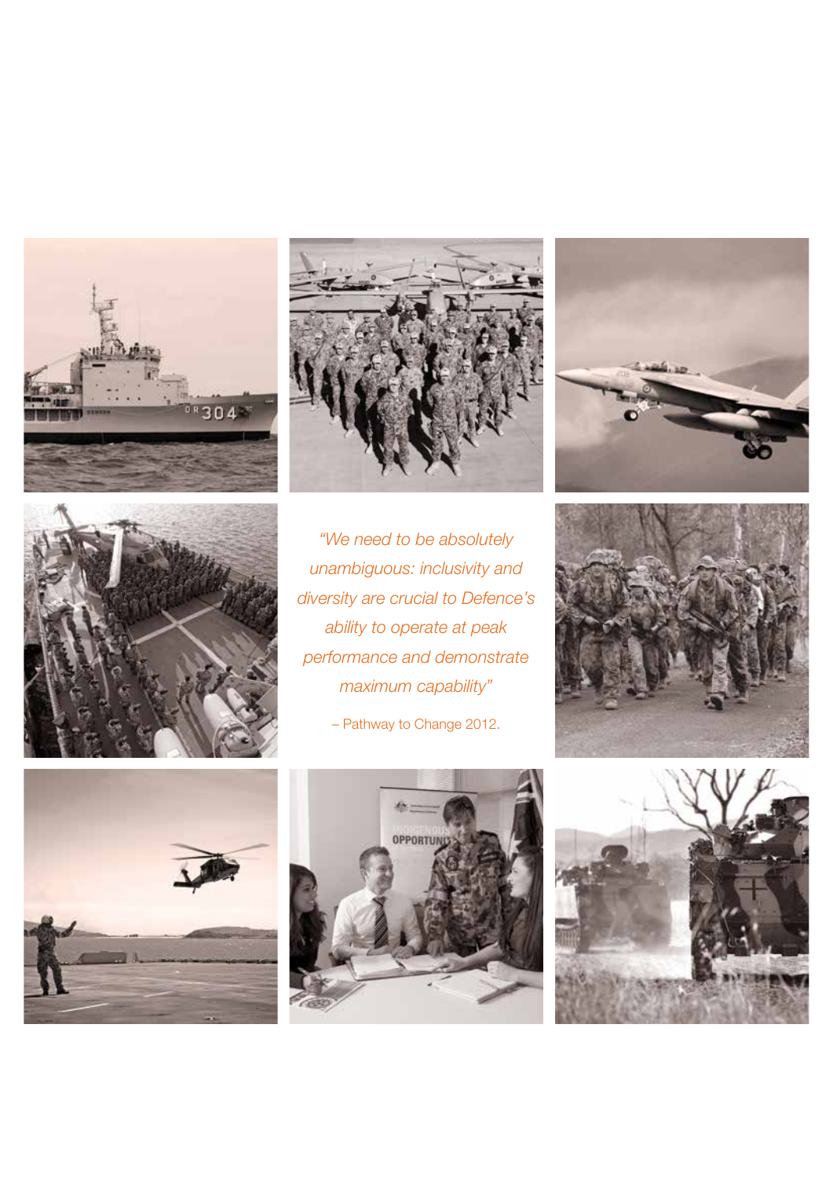*"We need to be absolutely unambiguous: inclusivity and diversity are crucial to Defence's ability to operate at peak performance and demonstrate maximum capability"*

– Pathway to Change 2012.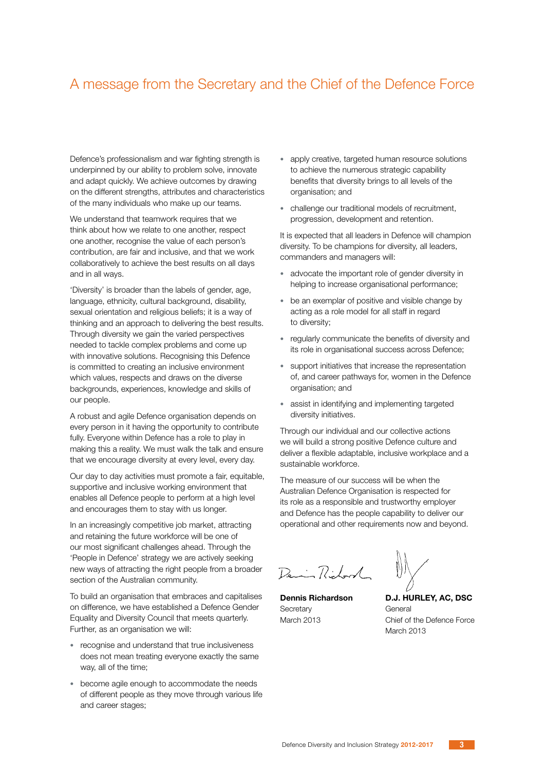# A message from the Secretary and the Chief of the Defence Force

Defence's professionalism and war fighting strength is underpinned by our ability to problem solve, innovate and adapt quickly. We achieve outcomes by drawing on the different strengths, attributes and characteristics of the many individuals who make up our teams.

We understand that teamwork requires that we think about how we relate to one another, respect one another, recognise the value of each person's contribution, are fair and inclusive, and that we work collaboratively to achieve the best results on all days and in all ways.

'Diversity' is broader than the labels of gender, age, language, ethnicity, cultural background, disability, sexual orientation and religious beliefs; it is a way of thinking and an approach to delivering the best results. Through diversity we gain the varied perspectives needed to tackle complex problems and come up with innovative solutions. Recognising this Defence is committed to creating an inclusive environment which values, respects and draws on the diverse backgrounds, experiences, knowledge and skills of our people.

A robust and agile Defence organisation depends on every person in it having the opportunity to contribute fully. Everyone within Defence has a role to play in making this a reality. We must walk the talk and ensure that we encourage diversity at every level, every day.

Our day to day activities must promote a fair, equitable, supportive and inclusive working environment that enables all Defence people to perform at a high level and encourages them to stay with us longer.

In an increasingly competitive job market, attracting and retaining the future workforce will be one of our most significant challenges ahead. Through the 'People in Defence' strategy we are actively seeking new ways of attracting the right people from a broader section of the Australian community.

To build an organisation that embraces and capitalises on difference, we have established a Defence Gender Equality and Diversity Council that meets quarterly. Further, as an organisation we will:

- recognise and understand that true inclusiveness does not mean treating everyone exactly the same way, all of the time;
- become agile enough to accommodate the needs of different people as they move through various life and career stages;
- apply creative, targeted human resource solutions to achieve the numerous strategic capability benefits that diversity brings to all levels of the organisation; and
- challenge our traditional models of recruitment, progression, development and retention.

It is expected that all leaders in Defence will champion diversity. To be champions for diversity, all leaders, commanders and managers will:

- advocate the important role of gender diversity in helping to increase organisational performance;
- be an exemplar of positive and visible change by acting as a role model for all staff in regard to diversity;
- regularly communicate the benefits of diversity and its role in organisational success across Defence;
- support initiatives that increase the representation of, and career pathways for, women in the Defence organisation; and
- assist in identifying and implementing targeted diversity initiatives.

Through our individual and our collective actions we will build a strong positive Defence culture and deliver a flexible adaptable, inclusive workplace and a sustainable workforce.

The measure of our success will be when the Australian Defence Organisation is respected for its role as a responsible and trustworthy employer and Defence has the people capability to deliver our operational and other requirements now and beyond.

**Dennis Richardson**
Secretary
March 2013

**D.J. HURLEY, AC, DSC**
General
Chief of the Defence Force
March 2013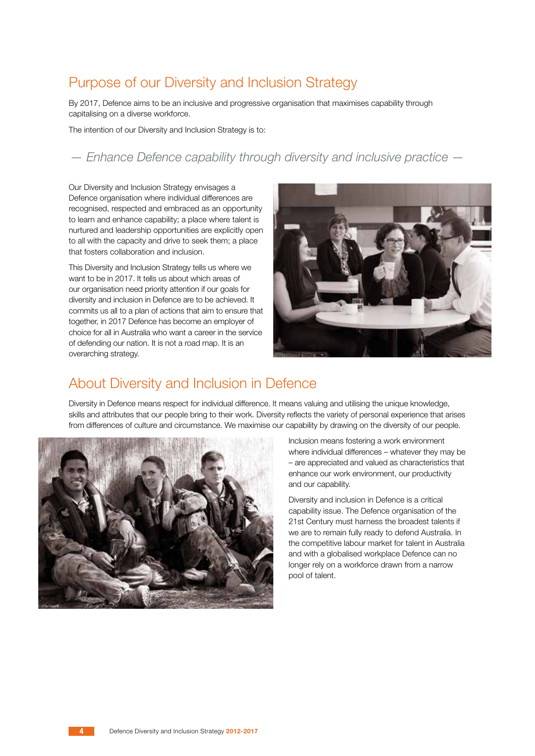## Purpose of our Diversity and Inclusion Strategy

By 2017, Defence aims to be an inclusive and progressive organisation that maximises capability through capitalising on a diverse workforce.

The intention of our Diversity and Inclusion Strategy is to:

*— Enhance Defence capability through diversity and inclusive practice —*

Our Diversity and Inclusion Strategy envisages a Defence organisation where individual differences are recognised, respected and embraced as an opportunity to learn and enhance capability; a place where talent is nurtured and leadership opportunities are explicitly open to all with the capacity and drive to seek them; a place that fosters collaboration and inclusion.

This Diversity and Inclusion Strategy tells us where we want to be in 2017. It tells us about which areas of our organisation need priority attention if our goals for diversity and inclusion in Defence are to be achieved. It commits us all to a plan of actions that aim to ensure that together, in 2017 Defence has become an employer of choice for all in Australia who want a career in the service of defending our nation. It is not a road map. It is an overarching strategy.

## About Diversity and Inclusion in Defence

Diversity in Defence means respect for individual difference. It means valuing and utilising the unique knowledge, skills and attributes that our people bring to their work. Diversity reflects the variety of personal experience that arises from differences of culture and circumstance. We maximise our capability by drawing on the diversity of our people.

Inclusion means fostering a work environment where individual differences – whatever they may be – are appreciated and valued as characteristics that enhance our work environment, our productivity and our capability.

Diversity and inclusion in Defence is a critical capability issue. The Defence organisation of the 21st Century must harness the broadest talents if we are to remain fully ready to defend Australia. In the competitive labour market for talent in Australia and with a globalised workplace Defence can no longer rely on a workforce drawn from a narrow pool of talent.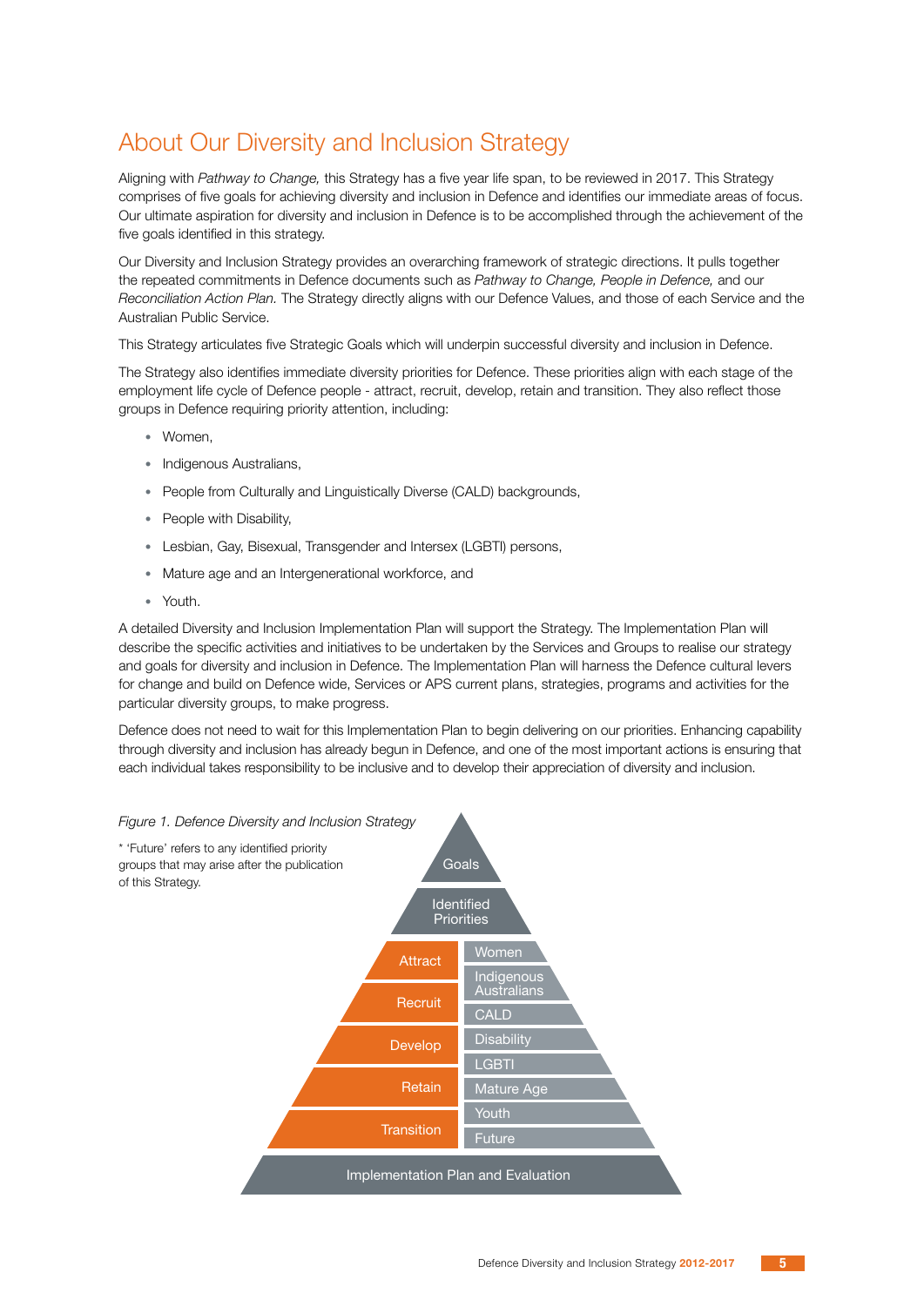# About Our Diversity and Inclusion Strategy

Aligning with *Pathway to Change,* this Strategy has a five year life span, to be reviewed in 2017. This Strategy comprises of five goals for achieving diversity and inclusion in Defence and identifies our immediate areas of focus. Our ultimate aspiration for diversity and inclusion in Defence is to be accomplished through the achievement of the five goals identified in this strategy.

Our Diversity and Inclusion Strategy provides an overarching framework of strategic directions. It pulls together the repeated commitments in Defence documents such as *Pathway to Change, People in Defence,* and our *Reconciliation Action Plan.* The Strategy directly aligns with our Defence Values, and those of each Service and the Australian Public Service.

This Strategy articulates five Strategic Goals which will underpin successful diversity and inclusion in Defence.

The Strategy also identifies immediate diversity priorities for Defence. These priorities align with each stage of the employment life cycle of Defence people - attract, recruit, develop, retain and transition. They also reflect those groups in Defence requiring priority attention, including:

- Women,
- Indigenous Australians,
- People from Culturally and Linguistically Diverse (CALD) backgrounds,
- People with Disability,
- Lesbian, Gay, Bisexual, Transgender and Intersex (LGBTI) persons,
- Mature age and an Intergenerational workforce, and
- Youth.

A detailed Diversity and Inclusion Implementation Plan will support the Strategy. The Implementation Plan will describe the specific activities and initiatives to be undertaken by the Services and Groups to realise our strategy and goals for diversity and inclusion in Defence. The Implementation Plan will harness the Defence cultural levers for change and build on Defence wide, Services or APS current plans, strategies, programs and activities for the particular diversity groups, to make progress.

Defence does not need to wait for this Implementation Plan to begin delivering on our priorities. Enhancing capability through diversity and inclusion has already begun in Defence, and one of the most important actions is ensuring that each individual takes responsibility to be inclusive and to develop their appreciation of diversity and inclusion.

*Figure 1. Defence Diversity and Inclusion Strategy*

\* 'Future' refers to any identified priority groups that may arise after the publication of this Strategy.

Goals

Identified Priorities

| Life cycle stage | Priority groups |
|---|---|
| Attract | Women, Indigenous Australians |
| Recruit | CALD |
| Develop | Disability, LGBTI |
| Retain | Mature Age |
| Transition | Youth, Future |

Implementation Plan and Evaluation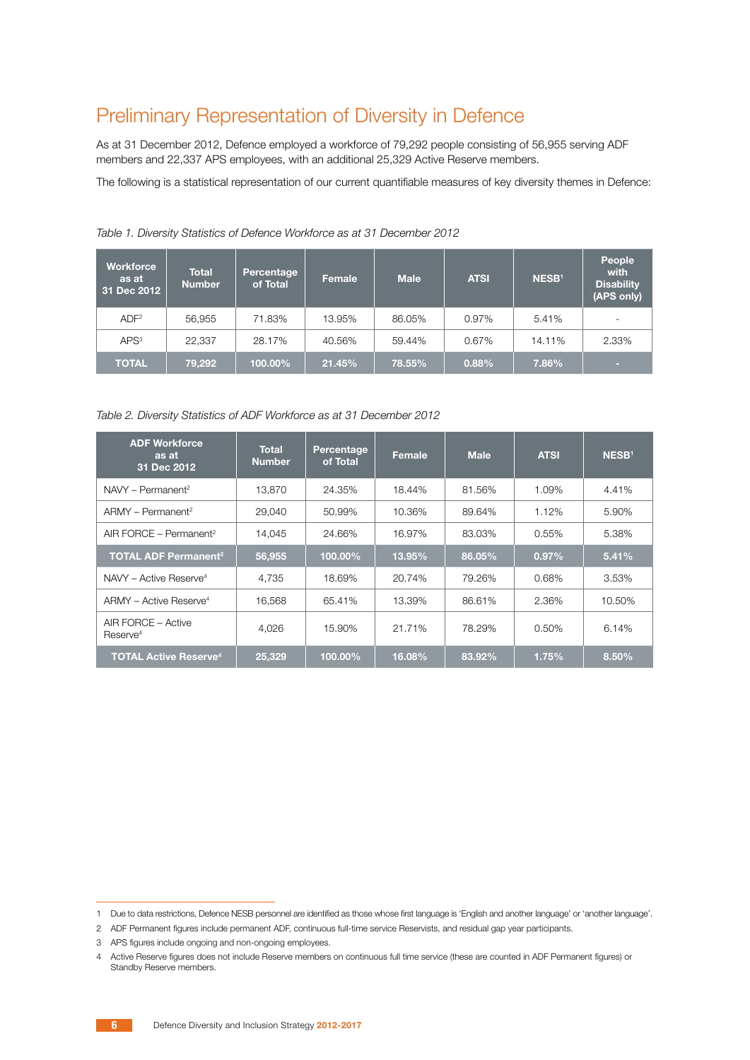# Preliminary Representation of Diversity in Defence

As at 31 December 2012, Defence employed a workforce of 79,292 people consisting of 56,955 serving ADF members and 22,337 APS employees, with an additional 25,329 Active Reserve members.

The following is a statistical representation of our current quantifiable measures of key diversity themes in Defence:

*Table 1. Diversity Statistics of Defence Workforce as at 31 December 2012*

| Workforce as at 31 Dec 2012 | Total Number | Percentage of Total | Female | Male | ATSI | NESB[1] | People with Disability (APS only) |
|---|---|---|---|---|---|---|---|
| ADF[2] | 56,955 | 71.83% | 13.95% | 86.05% | 0.97% | 5.41% | - |
| APS[3] | 22,337 | 28.17% | 40.56% | 59.44% | 0.67% | 14.11% | 2.33% |
| **TOTAL** | **79,292** | **100.00%** | **21.45%** | **78.55%** | **0.88%** | **7.86%** | **-** |

*Table 2. Diversity Statistics of ADF Workforce as at 31 December 2012*

| ADF Workforce as at 31 Dec 2012 | Total Number | Percentage of Total | Female | Male | ATSI | NESB[1] |
|---|---|---|---|---|---|---|
| NAVY – Permanent[2] | 13,870 | 24.35% | 18.44% | 81.56% | 1.09% | 4.41% |
| ARMY – Permanent[2] | 29,040 | 50.99% | 10.36% | 89.64% | 1.12% | 5.90% |
| AIR FORCE – Permanent[2] | 14,045 | 24.66% | 16.97% | 83.03% | 0.55% | 5.38% |
| **TOTAL ADF Permanent[2]** | **56,955** | **100.00%** | **13.95%** | **86.05%** | **0.97%** | **5.41%** |
| NAVY – Active Reserve[4] | 4,735 | 18.69% | 20.74% | 79.26% | 0.68% | 3.53% |
| ARMY – Active Reserve[4] | 16,568 | 65.41% | 13.39% | 86.61% | 2.36% | 10.50% |
| AIR FORCE – Active Reserve[4] | 4,026 | 15.90% | 21.71% | 78.29% | 0.50% | 6.14% |
| **TOTAL Active Reserve[4]** | **25,329** | **100.00%** | **16.08%** | **83.92%** | **1.75%** | **8.50%** |

1 Due to data restrictions, Defence NESB personnel are identified as those whose first language is 'English and another language' or 'another language'.

2 ADF Permanent figures include permanent ADF, continuous full-time service Reservists, and residual gap year participants.

3 APS figures include ongoing and non-ongoing employees.

4 Active Reserve figures does not include Reserve members on continuous full time service (these are counted in ADF Permanent figures) or Standby Reserve members.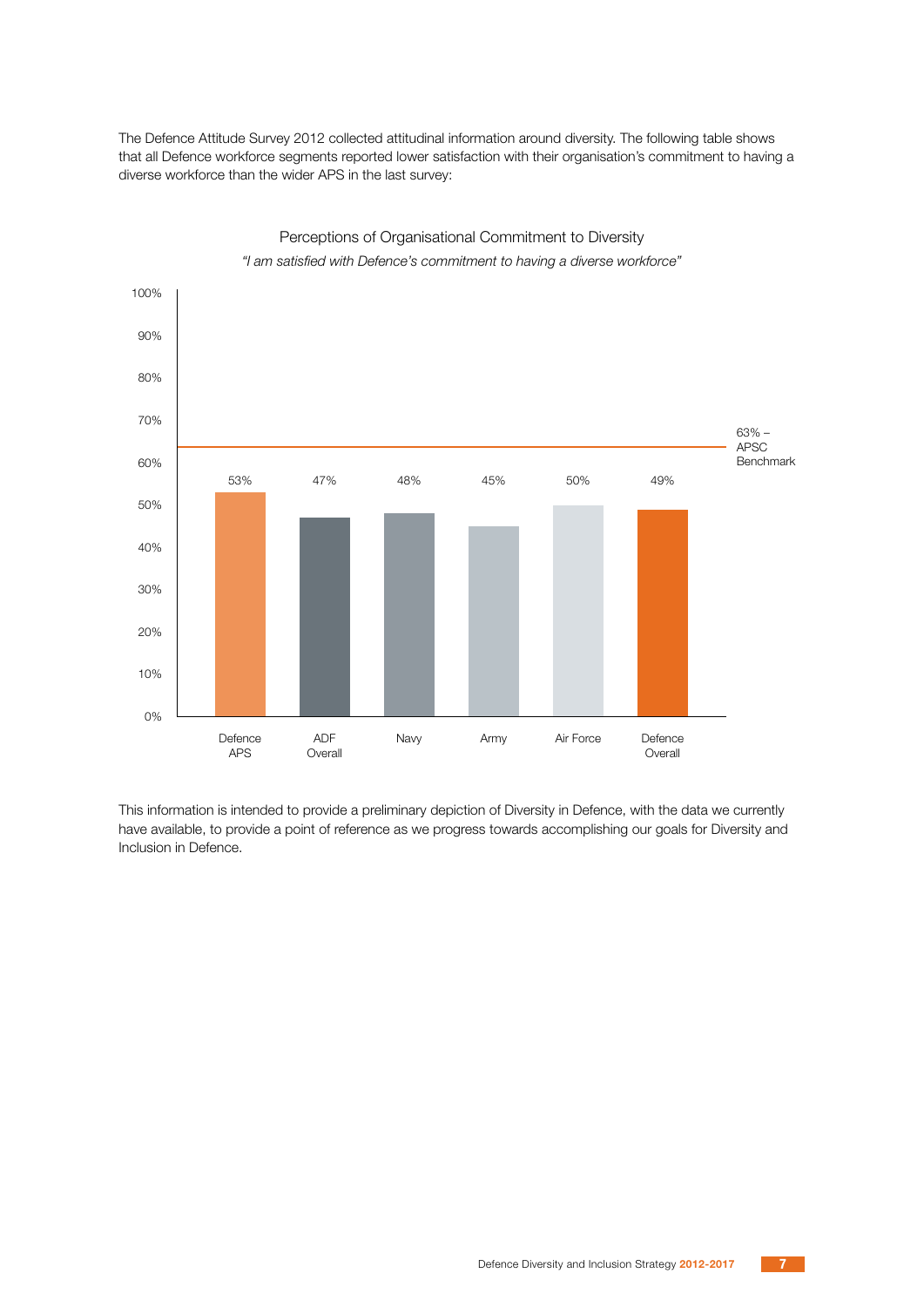The Defence Attitude Survey 2012 collected attitudinal information around diversity. The following table shows that all Defence workforce segments reported lower satisfaction with their organisation's commitment to having a diverse workforce than the wider APS in the last survey:

Perceptions of Organisational Commitment to Diversity

*"I am satisfied with Defence's commitment to having a diverse workforce"*

| Segment | Satisfied (%) |
|---|---|
| Defence APS | 53% |
| ADF Overall | 47% |
| Navy | 48% |
| Army | 45% |
| Air Force | 50% |
| Defence Overall | 49% |

63% – APSC Benchmark

This information is intended to provide a preliminary depiction of Diversity in Defence, with the data we currently have available, to provide a point of reference as we progress towards accomplishing our goals for Diversity and Inclusion in Defence.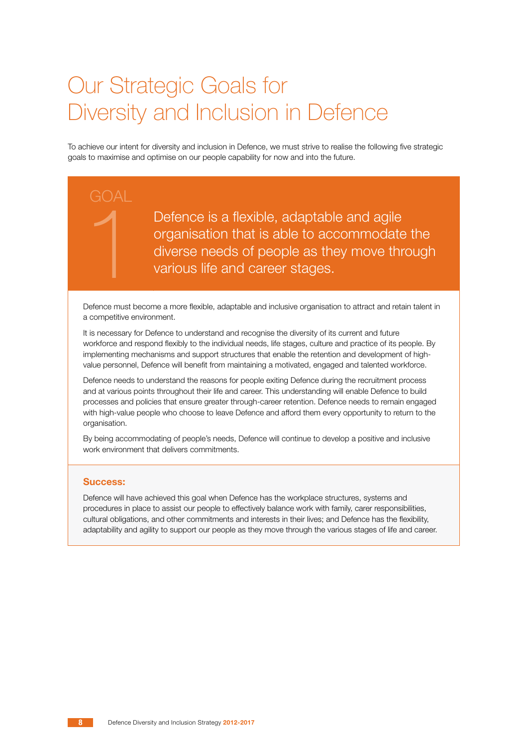# Our Strategic Goals for Diversity and Inclusion in Defence

To achieve our intent for diversity and inclusion in Defence, we must strive to realise the following five strategic goals to maximise and optimise on our people capability for now and into the future.

## GOAL 1

**Defence is a flexible, adaptable and agile organisation that is able to accommodate the diverse needs of people as they move through various life and career stages.**

Defence must become a more flexible, adaptable and inclusive organisation to attract and retain talent in a competitive environment.

It is necessary for Defence to understand and recognise the diversity of its current and future workforce and respond flexibly to the individual needs, life stages, culture and practice of its people. By implementing mechanisms and support structures that enable the retention and development of high-value personnel, Defence will benefit from maintaining a motivated, engaged and talented workforce.

Defence needs to understand the reasons for people exiting Defence during the recruitment process and at various points throughout their life and career. This understanding will enable Defence to build processes and policies that ensure greater through-career retention. Defence needs to remain engaged with high-value people who choose to leave Defence and afford them every opportunity to return to the organisation.

By being accommodating of people's needs, Defence will continue to develop a positive and inclusive work environment that delivers commitments.

**Success:**

Defence will have achieved this goal when Defence has the workplace structures, systems and procedures in place to assist our people to effectively balance work with family, carer responsibilities, cultural obligations, and other commitments and interests in their lives; and Defence has the flexibility, adaptability and agility to support our people as they move through the various stages of life and career.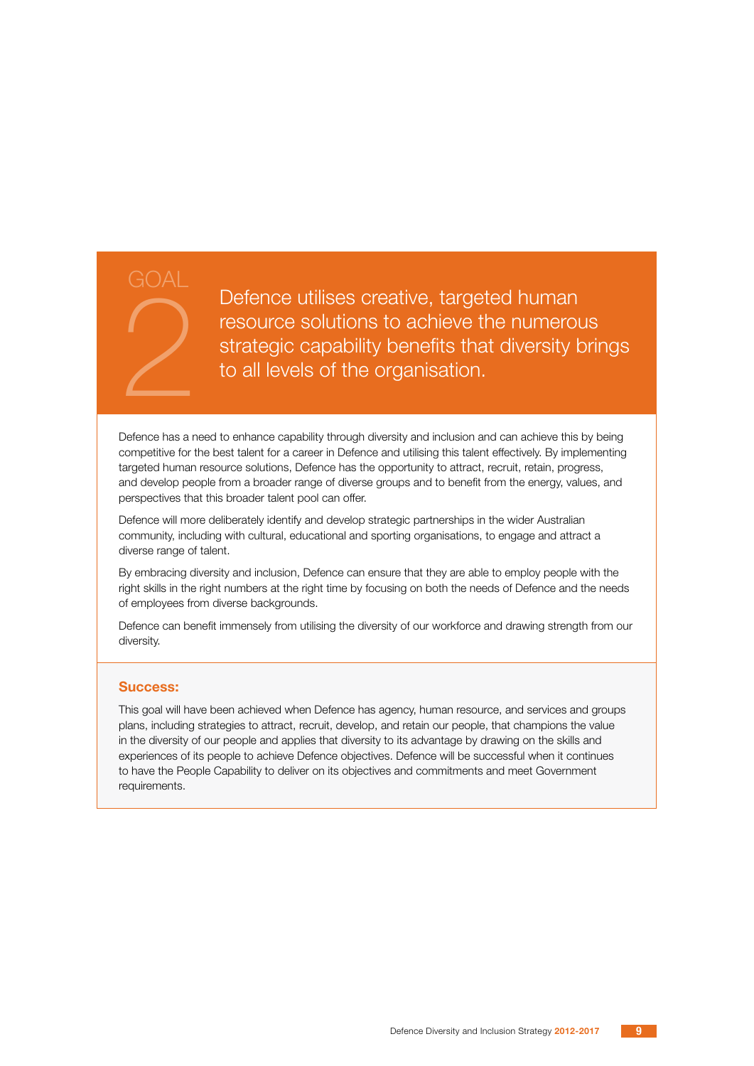# GOAL 2

## Defence utilises creative, targeted human resource solutions to achieve the numerous strategic capability benefits that diversity brings to all levels of the organisation.

Defence has a need to enhance capability through diversity and inclusion and can achieve this by being competitive for the best talent for a career in Defence and utilising this talent effectively. By implementing targeted human resource solutions, Defence has the opportunity to attract, recruit, retain, progress, and develop people from a broader range of diverse groups and to benefit from the energy, values, and perspectives that this broader talent pool can offer.

Defence will more deliberately identify and develop strategic partnerships in the wider Australian community, including with cultural, educational and sporting organisations, to engage and attract a diverse range of talent.

By embracing diversity and inclusion, Defence can ensure that they are able to employ people with the right skills in the right numbers at the right time by focusing on both the needs of Defence and the needs of employees from diverse backgrounds.

Defence can benefit immensely from utilising the diversity of our workforce and drawing strength from our diversity.

### Success:

This goal will have been achieved when Defence has agency, human resource, and services and groups plans, including strategies to attract, recruit, develop, and retain our people, that champions the value in the diversity of our people and applies that diversity to its advantage by drawing on the skills and experiences of its people to achieve Defence objectives. Defence will be successful when it continues to have the People Capability to deliver on its objectives and commitments and meet Government requirements.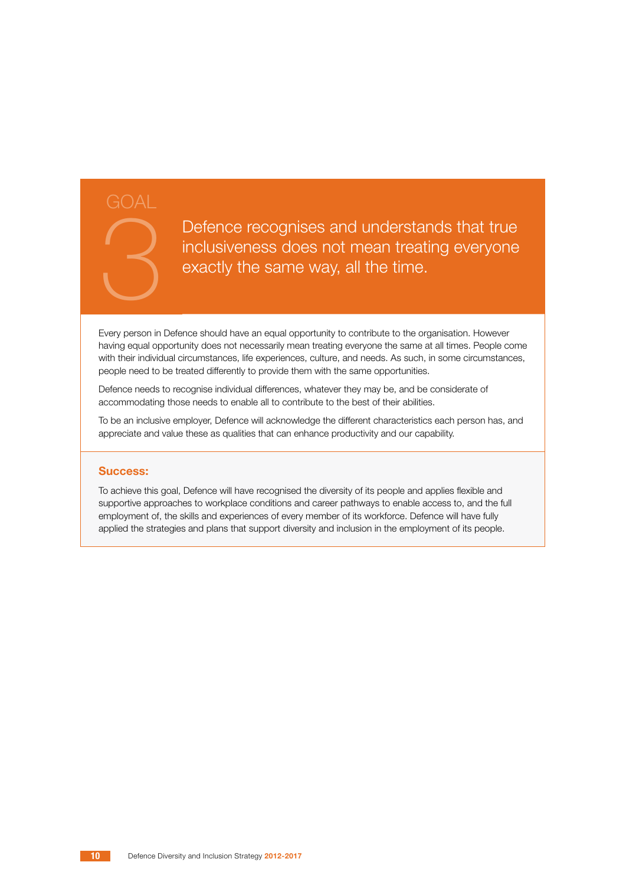# GOAL 3

## Defence recognises and understands that true inclusiveness does not mean treating everyone exactly the same way, all the time.

Every person in Defence should have an equal opportunity to contribute to the organisation. However having equal opportunity does not necessarily mean treating everyone the same at all times. People come with their individual circumstances, life experiences, culture, and needs. As such, in some circumstances, people need to be treated differently to provide them with the same opportunities.

Defence needs to recognise individual differences, whatever they may be, and be considerate of accommodating those needs to enable all to contribute to the best of their abilities.

To be an inclusive employer, Defence will acknowledge the different characteristics each person has, and appreciate and value these as qualities that can enhance productivity and our capability.

### Success:

To achieve this goal, Defence will have recognised the diversity of its people and applies flexible and supportive approaches to workplace conditions and career pathways to enable access to, and the full employment of, the skills and experiences of every member of its workforce. Defence will have fully applied the strategies and plans that support diversity and inclusion in the employment of its people.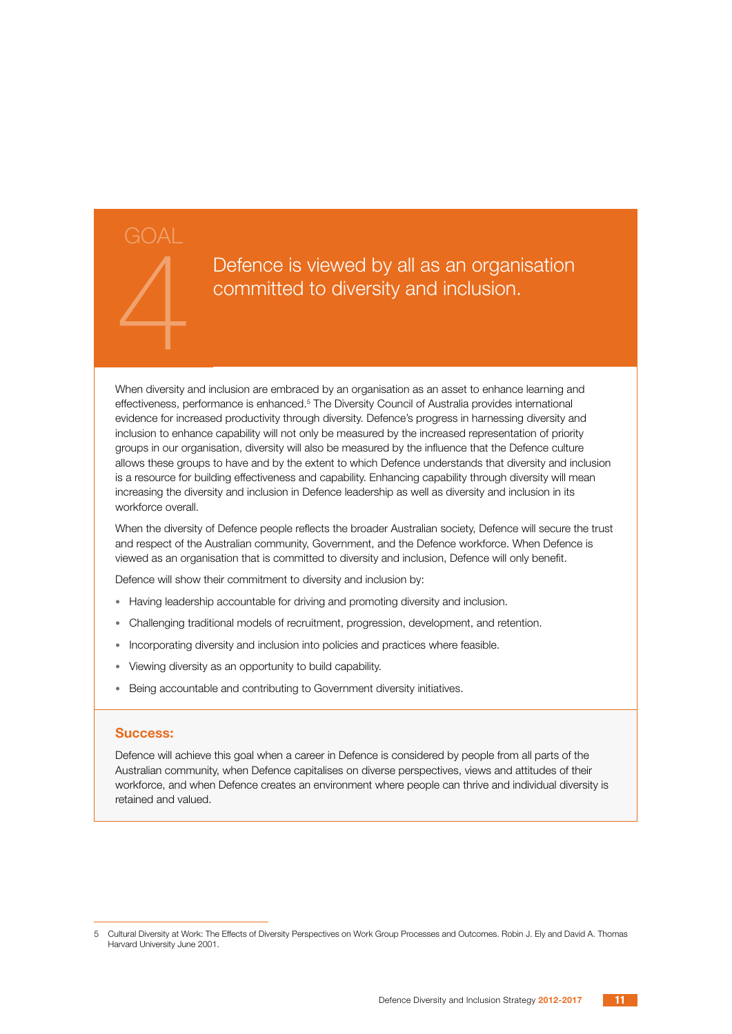# GOAL 4

## Defence is viewed by all as an organisation committed to diversity and inclusion.

When diversity and inclusion are embraced by an organisation as an asset to enhance learning and effectiveness, performance is enhanced.[5] The Diversity Council of Australia provides international evidence for increased productivity through diversity. Defence's progress in harnessing diversity and inclusion to enhance capability will not only be measured by the increased representation of priority groups in our organisation, diversity will also be measured by the influence that the Defence culture allows these groups to have and by the extent to which Defence understands that diversity and inclusion is a resource for building effectiveness and capability. Enhancing capability through diversity will mean increasing the diversity and inclusion in Defence leadership as well as diversity and inclusion in its workforce overall.

When the diversity of Defence people reflects the broader Australian society, Defence will secure the trust and respect of the Australian community, Government, and the Defence workforce. When Defence is viewed as an organisation that is committed to diversity and inclusion, Defence will only benefit.

Defence will show their commitment to diversity and inclusion by:

- Having leadership accountable for driving and promoting diversity and inclusion.
- Challenging traditional models of recruitment, progression, development, and retention.
- Incorporating diversity and inclusion into policies and practices where feasible.
- Viewing diversity as an opportunity to build capability.
- Being accountable and contributing to Government diversity initiatives.

**Success:**

Defence will achieve this goal when a career in Defence is considered by people from all parts of the Australian community, when Defence capitalises on diverse perspectives, views and attitudes of their workforce, and when Defence creates an environment where people can thrive and individual diversity is retained and valued.

---

5 Cultural Diversity at Work: The Effects of Diversity Perspectives on Work Group Processes and Outcomes. Robin J. Ely and David A. Thomas Harvard University June 2001.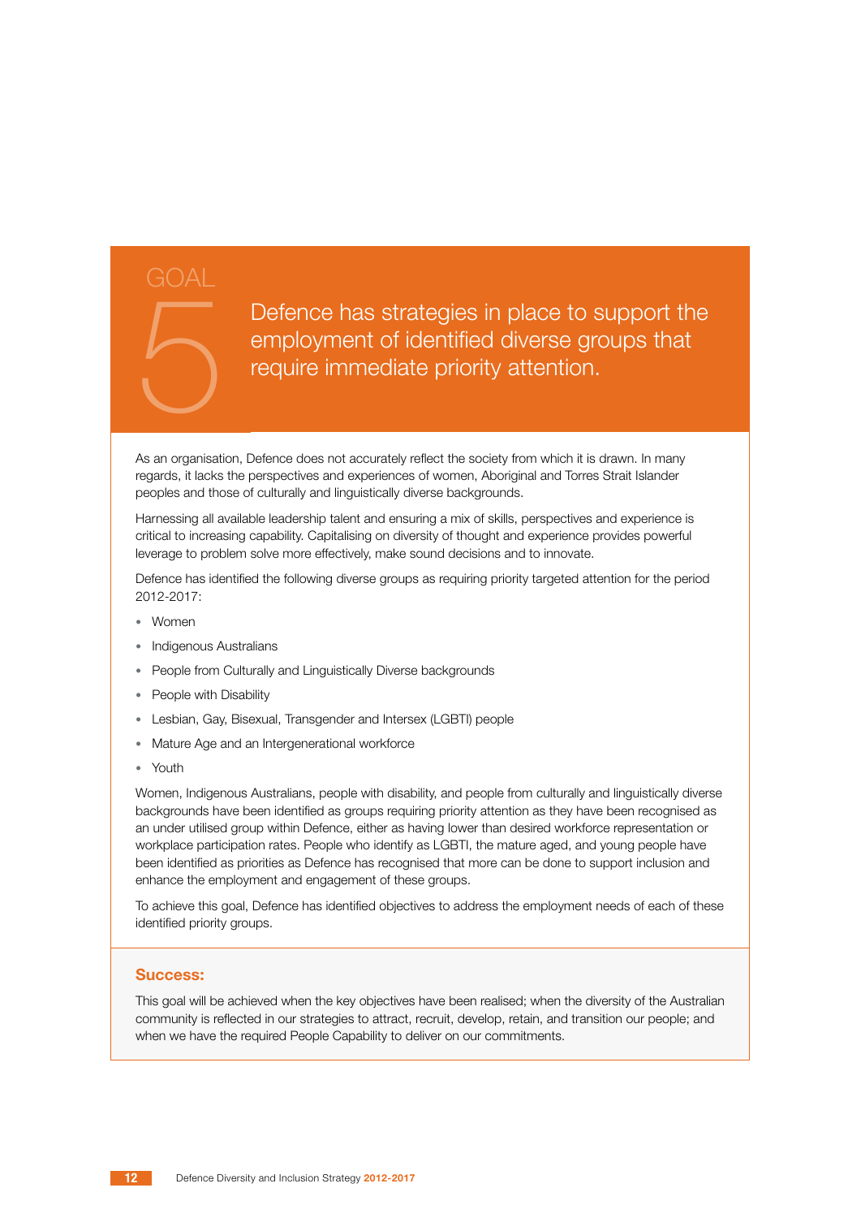# GOAL 5

## Defence has strategies in place to support the employment of identified diverse groups that require immediate priority attention.

As an organisation, Defence does not accurately reflect the society from which it is drawn. In many regards, it lacks the perspectives and experiences of women, Aboriginal and Torres Strait Islander peoples and those of culturally and linguistically diverse backgrounds.

Harnessing all available leadership talent and ensuring a mix of skills, perspectives and experience is critical to increasing capability. Capitalising on diversity of thought and experience provides powerful leverage to problem solve more effectively, make sound decisions and to innovate.

Defence has identified the following diverse groups as requiring priority targeted attention for the period 2012-2017:

- Women
- Indigenous Australians
- People from Culturally and Linguistically Diverse backgrounds
- People with Disability
- Lesbian, Gay, Bisexual, Transgender and Intersex (LGBTI) people
- Mature Age and an Intergenerational workforce
- Youth

Women, Indigenous Australians, people with disability, and people from culturally and linguistically diverse backgrounds have been identified as groups requiring priority attention as they have been recognised as an under utilised group within Defence, either as having lower than desired workforce representation or workplace participation rates. People who identify as LGBTI, the mature aged, and young people have been identified as priorities as Defence has recognised that more can be done to support inclusion and enhance the employment and engagement of these groups.

To achieve this goal, Defence has identified objectives to address the employment needs of each of these identified priority groups.

### Success:

This goal will be achieved when the key objectives have been realised; when the diversity of the Australian community is reflected in our strategies to attract, recruit, develop, retain, and transition our people; and when we have the required People Capability to deliver on our commitments.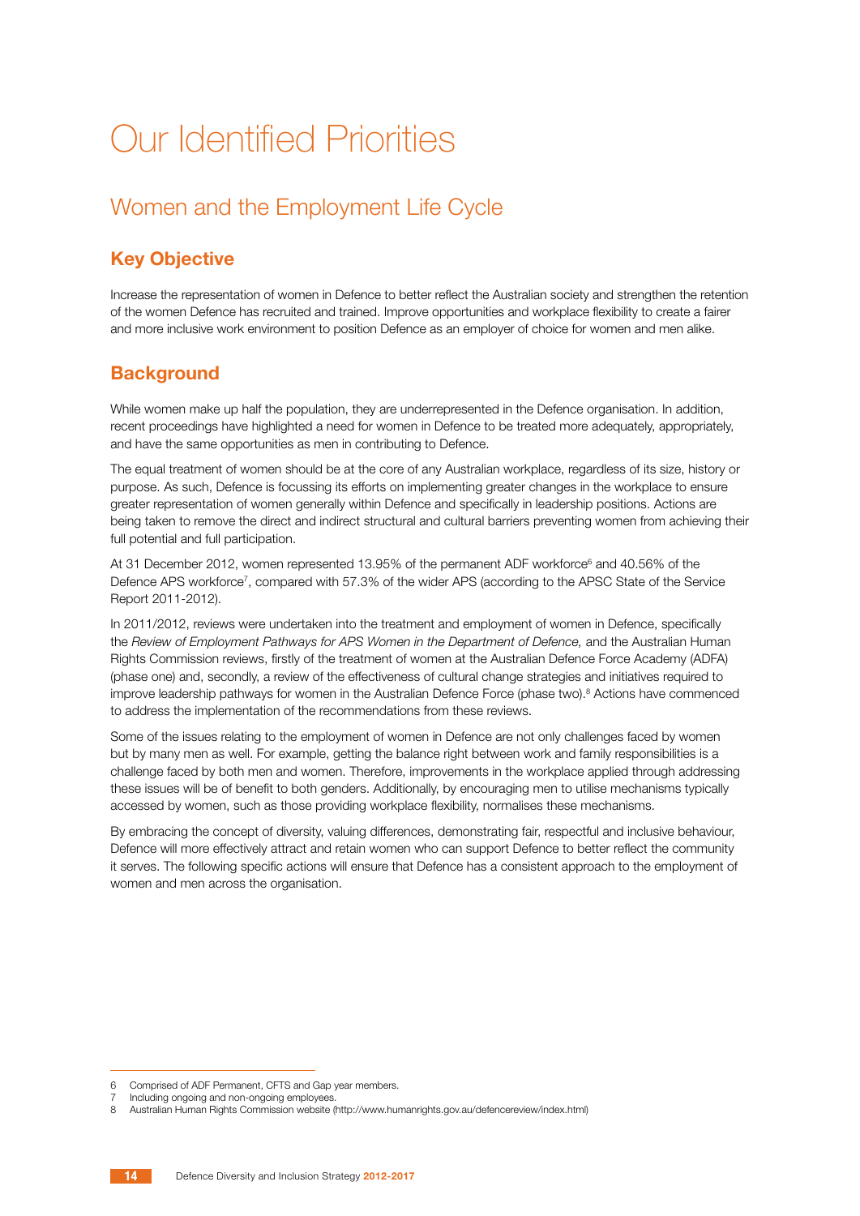# Our Identified Priorities

## Women and the Employment Life Cycle

### Key Objective

Increase the representation of women in Defence to better reflect the Australian society and strengthen the retention of the women Defence has recruited and trained. Improve opportunities and workplace flexibility to create a fairer and more inclusive work environment to position Defence as an employer of choice for women and men alike.

### Background

While women make up half the population, they are underrepresented in the Defence organisation. In addition, recent proceedings have highlighted a need for women in Defence to be treated more adequately, appropriately, and have the same opportunities as men in contributing to Defence.

The equal treatment of women should be at the core of any Australian workplace, regardless of its size, history or purpose. As such, Defence is focussing its efforts on implementing greater changes in the workplace to ensure greater representation of women generally within Defence and specifically in leadership positions. Actions are being taken to remove the direct and indirect structural and cultural barriers preventing women from achieving their full potential and full participation.

At 31 December 2012, women represented 13.95% of the permanent ADF workforce[6] and 40.56% of the Defence APS workforce[7], compared with 57.3% of the wider APS (according to the APSC State of the Service Report 2011-2012).

In 2011/2012, reviews were undertaken into the treatment and employment of women in Defence, specifically the *Review of Employment Pathways for APS Women in the Department of Defence,* and the Australian Human Rights Commission reviews, firstly of the treatment of women at the Australian Defence Force Academy (ADFA) (phase one) and, secondly, a review of the effectiveness of cultural change strategies and initiatives required to improve leadership pathways for women in the Australian Defence Force (phase two).[8] Actions have commenced to address the implementation of the recommendations from these reviews.

Some of the issues relating to the employment of women in Defence are not only challenges faced by women but by many men as well. For example, getting the balance right between work and family responsibilities is a challenge faced by both men and women. Therefore, improvements in the workplace applied through addressing these issues will be of benefit to both genders. Additionally, by encouraging men to utilise mechanisms typically accessed by women, such as those providing workplace flexibility, normalises these mechanisms.

By embracing the concept of diversity, valuing differences, demonstrating fair, respectful and inclusive behaviour, Defence will more effectively attract and retain women who can support Defence to better reflect the community it serves. The following specific actions will ensure that Defence has a consistent approach to the employment of women and men across the organisation.

---

6 Comprised of ADF Permanent, CFTS and Gap year members.
7 Including ongoing and non-ongoing employees.
8 Australian Human Rights Commission website (http://www.humanrights.gov.au/defencereview/index.html)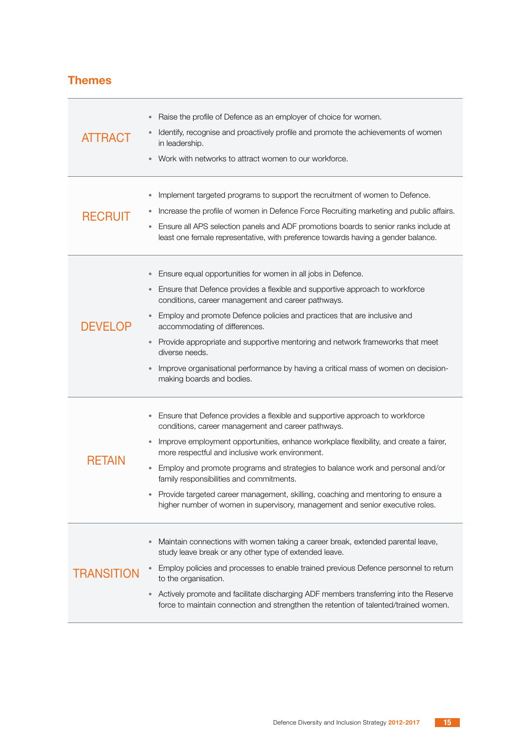## Themes

| | |
|---|---|
| ATTRACT | • Raise the profile of Defence as an employer of choice for women.<br>• Identify, recognise and proactively profile and promote the achievements of women in leadership.<br>• Work with networks to attract women to our workforce. |
| RECRUIT | • Implement targeted programs to support the recruitment of women to Defence.<br>• Increase the profile of women in Defence Force Recruiting marketing and public affairs.<br>• Ensure all APS selection panels and ADF promotions boards to senior ranks include at least one female representative, with preference towards having a gender balance. |
| DEVELOP | • Ensure equal opportunities for women in all jobs in Defence.<br>• Ensure that Defence provides a flexible and supportive approach to workforce conditions, career management and career pathways.<br>• Employ and promote Defence policies and practices that are inclusive and accommodating of differences.<br>• Provide appropriate and supportive mentoring and network frameworks that meet diverse needs.<br>• Improve organisational performance by having a critical mass of women on decision-making boards and bodies. |
| RETAIN | • Ensure that Defence provides a flexible and supportive approach to workforce conditions, career management and career pathways.<br>• Improve employment opportunities, enhance workplace flexibility, and create a fairer, more respectful and inclusive work environment.<br>• Employ and promote programs and strategies to balance work and personal and/or family responsibilities and commitments.<br>• Provide targeted career management, skilling, coaching and mentoring to ensure a higher number of women in supervisory, management and senior executive roles. |
| TRANSITION | • Maintain connections with women taking a career break, extended parental leave, study leave break or any other type of extended leave.<br>• Employ policies and processes to enable trained previous Defence personnel to return to the organisation.<br>• Actively promote and facilitate discharging ADF members transferring into the Reserve force to maintain connection and strengthen the retention of talented/trained women. |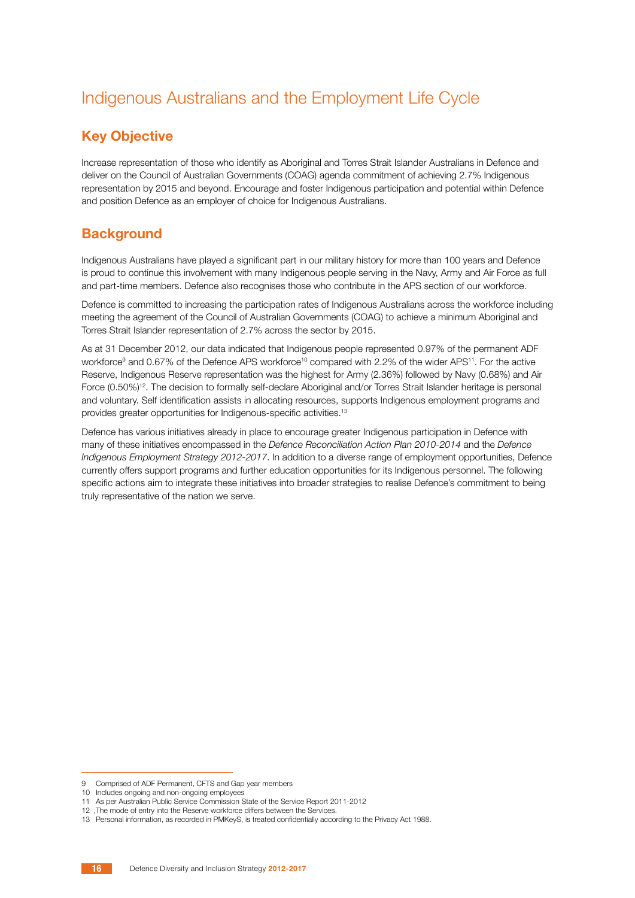# Indigenous Australians and the Employment Life Cycle

## Key Objective

Increase representation of those who identify as Aboriginal and Torres Strait Islander Australians in Defence and deliver on the Council of Australian Governments (COAG) agenda commitment of achieving 2.7% Indigenous representation by 2015 and beyond. Encourage and foster Indigenous participation and potential within Defence and position Defence as an employer of choice for Indigenous Australians.

## Background

Indigenous Australians have played a significant part in our military history for more than 100 years and Defence is proud to continue this involvement with many Indigenous people serving in the Navy, Army and Air Force as full and part-time members. Defence also recognises those who contribute in the APS section of our workforce.

Defence is committed to increasing the participation rates of Indigenous Australians across the workforce including meeting the agreement of the Council of Australian Governments (COAG) to achieve a minimum Aboriginal and Torres Strait Islander representation of 2.7% across the sector by 2015.

As at 31 December 2012, our data indicated that Indigenous people represented 0.97% of the permanent ADF workforce[9] and 0.67% of the Defence APS workforce[10] compared with 2.2% of the wider APS[11]. For the active Reserve, Indigenous Reserve representation was the highest for Army (2.36%) followed by Navy (0.68%) and Air Force (0.50%)[12]. The decision to formally self-declare Aboriginal and/or Torres Strait Islander heritage is personal and voluntary. Self identification assists in allocating resources, supports Indigenous employment programs and provides greater opportunities for Indigenous-specific activities.[13]

Defence has various initiatives already in place to encourage greater Indigenous participation in Defence with many of these initiatives encompassed in the *Defence Reconciliation Action Plan 2010-2014* and the *Defence Indigenous Employment Strategy 2012-2017*. In addition to a diverse range of employment opportunities, Defence currently offers support programs and further education opportunities for its Indigenous personnel. The following specific actions aim to integrate these initiatives into broader strategies to realise Defence's commitment to being truly representative of the nation we serve.

---

9 Comprised of ADF Permanent, CFTS and Gap year members

10 Includes ongoing and non-ongoing employees

11 As per Australian Public Service Commission State of the Service Report 2011-2012

12 ,The mode of entry into the Reserve workforce differs between the Services.

13 Personal information, as recorded in PMKeyS, is treated confidentially according to the Privacy Act 1988.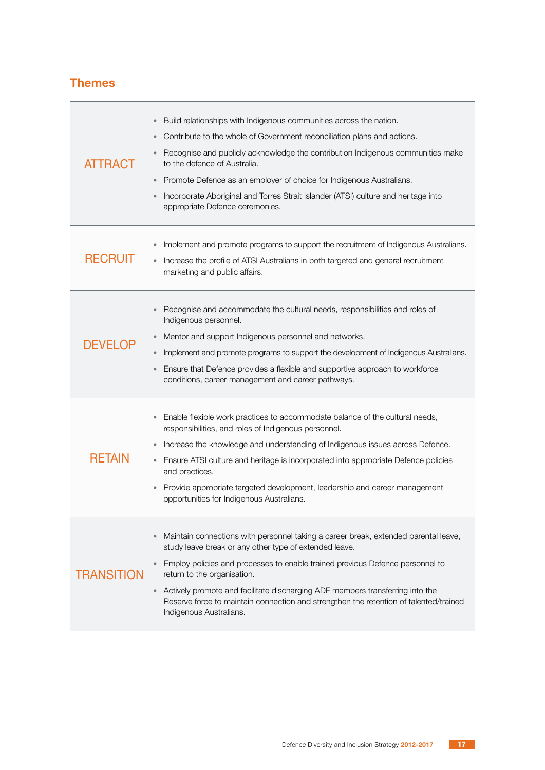## Themes

| | |
|---|---|
| ATTRACT | • Build relationships with Indigenous communities across the nation.<br>• Contribute to the whole of Government reconciliation plans and actions.<br>• Recognise and publicly acknowledge the contribution Indigenous communities make to the defence of Australia.<br>• Promote Defence as an employer of choice for Indigenous Australians.<br>• Incorporate Aboriginal and Torres Strait Islander (ATSI) culture and heritage into appropriate Defence ceremonies. |
| RECRUIT | • Implement and promote programs to support the recruitment of Indigenous Australians.<br>• Increase the profile of ATSI Australians in both targeted and general recruitment marketing and public affairs. |
| DEVELOP | • Recognise and accommodate the cultural needs, responsibilities and roles of Indigenous personnel.<br>• Mentor and support Indigenous personnel and networks.<br>• Implement and promote programs to support the development of Indigenous Australians.<br>• Ensure that Defence provides a flexible and supportive approach to workforce conditions, career management and career pathways. |
| RETAIN | • Enable flexible work practices to accommodate balance of the cultural needs, responsibilities, and roles of Indigenous personnel.<br>• Increase the knowledge and understanding of Indigenous issues across Defence.<br>• Ensure ATSI culture and heritage is incorporated into appropriate Defence policies and practices.<br>• Provide appropriate targeted development, leadership and career management opportunities for Indigenous Australians. |
| TRANSITION | • Maintain connections with personnel taking a career break, extended parental leave, study leave break or any other type of extended leave.<br>• Employ policies and processes to enable trained previous Defence personnel to return to the organisation.<br>• Actively promote and facilitate discharging ADF members transferring into the Reserve force to maintain connection and strengthen the retention of talented/trained Indigenous Australians. |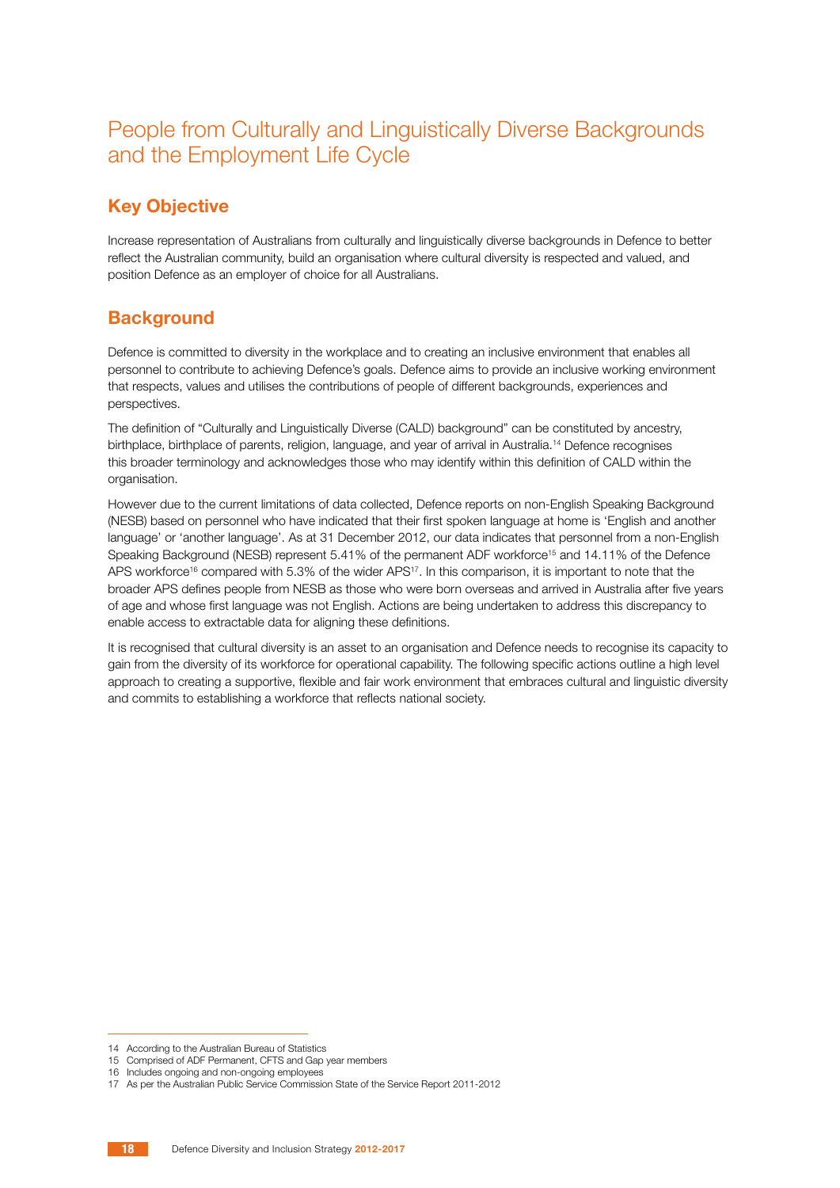# People from Culturally and Linguistically Diverse Backgrounds and the Employment Life Cycle

## Key Objective

Increase representation of Australians from culturally and linguistically diverse backgrounds in Defence to better reflect the Australian community, build an organisation where cultural diversity is respected and valued, and position Defence as an employer of choice for all Australians.

## Background

Defence is committed to diversity in the workplace and to creating an inclusive environment that enables all personnel to contribute to achieving Defence's goals. Defence aims to provide an inclusive working environment that respects, values and utilises the contributions of people of different backgrounds, experiences and perspectives.

The definition of "Culturally and Linguistically Diverse (CALD) background" can be constituted by ancestry, birthplace, birthplace of parents, religion, language, and year of arrival in Australia.[14] Defence recognises this broader terminology and acknowledges those who may identify within this definition of CALD within the organisation.

However due to the current limitations of data collected, Defence reports on non-English Speaking Background (NESB) based on personnel who have indicated that their first spoken language at home is 'English and another language' or 'another language'. As at 31 December 2012, our data indicates that personnel from a non-English Speaking Background (NESB) represent 5.41% of the permanent ADF workforce[15] and 14.11% of the Defence APS workforce[16] compared with 5.3% of the wider APS[17]. In this comparison, it is important to note that the broader APS defines people from NESB as those who were born overseas and arrived in Australia after five years of age and whose first language was not English. Actions are being undertaken to address this discrepancy to enable access to extractable data for aligning these definitions.

It is recognised that cultural diversity is an asset to an organisation and Defence needs to recognise its capacity to gain from the diversity of its workforce for operational capability. The following specific actions outline a high level approach to creating a supportive, flexible and fair work environment that embraces cultural and linguistic diversity and commits to establishing a workforce that reflects national society.

---

14 According to the Australian Bureau of Statistics

15 Comprised of ADF Permanent, CFTS and Gap year members

16 Includes ongoing and non-ongoing employees

17 As per the Australian Public Service Commission State of the Service Report 2011-2012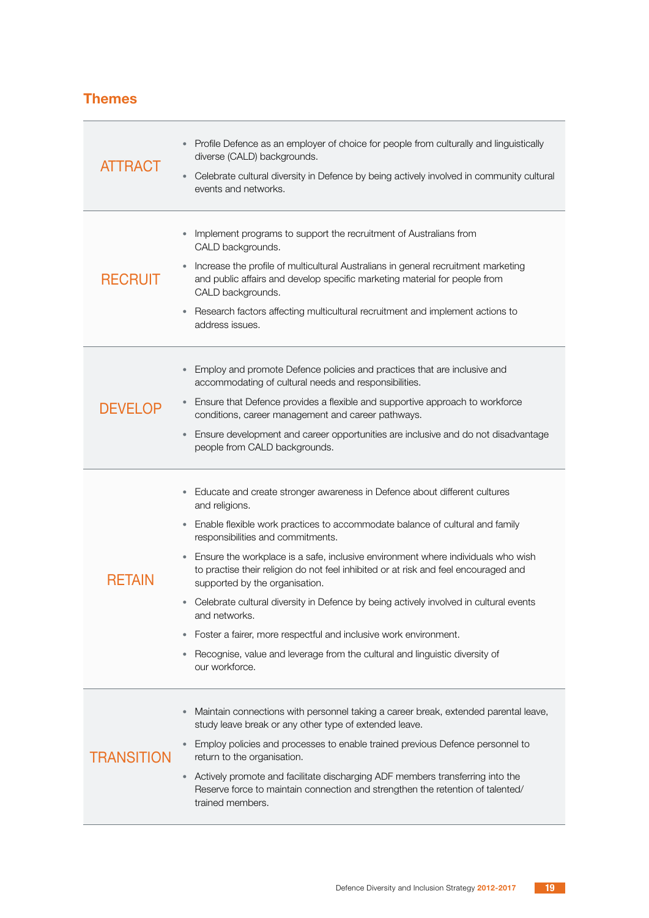## Themes

| | |
|---|---|
| ATTRACT | • Profile Defence as an employer of choice for people from culturally and linguistically diverse (CALD) backgrounds.<br>• Celebrate cultural diversity in Defence by being actively involved in community cultural events and networks. |
| RECRUIT | • Implement programs to support the recruitment of Australians from CALD backgrounds.<br>• Increase the profile of multicultural Australians in general recruitment marketing and public affairs and develop specific marketing material for people from CALD backgrounds.<br>• Research factors affecting multicultural recruitment and implement actions to address issues. |
| DEVELOP | • Employ and promote Defence policies and practices that are inclusive and accommodating of cultural needs and responsibilities.<br>• Ensure that Defence provides a flexible and supportive approach to workforce conditions, career management and career pathways.<br>• Ensure development and career opportunities are inclusive and do not disadvantage people from CALD backgrounds. |
| RETAIN | • Educate and create stronger awareness in Defence about different cultures and religions.<br>• Enable flexible work practices to accommodate balance of cultural and family responsibilities and commitments.<br>• Ensure the workplace is a safe, inclusive environment where individuals who wish to practise their religion do not feel inhibited or at risk and feel encouraged and supported by the organisation.<br>• Celebrate cultural diversity in Defence by being actively involved in cultural events and networks.<br>• Foster a fairer, more respectful and inclusive work environment.<br>• Recognise, value and leverage from the cultural and linguistic diversity of our workforce. |
| TRANSITION | • Maintain connections with personnel taking a career break, extended parental leave, study leave break or any other type of extended leave.<br>• Employ policies and processes to enable trained previous Defence personnel to return to the organisation.<br>• Actively promote and facilitate discharging ADF members transferring into the Reserve force to maintain connection and strengthen the retention of talented/trained members. |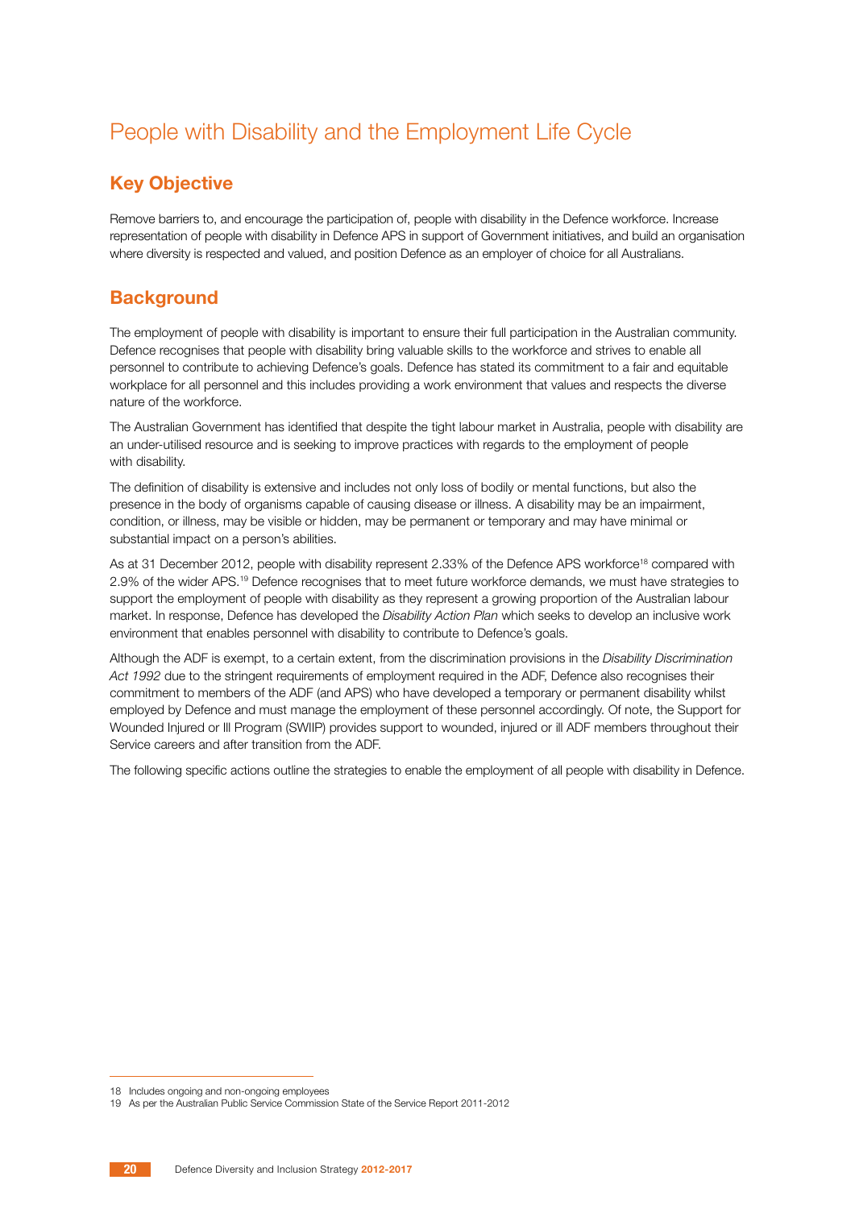# People with Disability and the Employment Life Cycle

## Key Objective

Remove barriers to, and encourage the participation of, people with disability in the Defence workforce. Increase representation of people with disability in Defence APS in support of Government initiatives, and build an organisation where diversity is respected and valued, and position Defence as an employer of choice for all Australians.

## Background

The employment of people with disability is important to ensure their full participation in the Australian community. Defence recognises that people with disability bring valuable skills to the workforce and strives to enable all personnel to contribute to achieving Defence's goals. Defence has stated its commitment to a fair and equitable workplace for all personnel and this includes providing a work environment that values and respects the diverse nature of the workforce.

The Australian Government has identified that despite the tight labour market in Australia, people with disability are an under-utilised resource and is seeking to improve practices with regards to the employment of people with disability.

The definition of disability is extensive and includes not only loss of bodily or mental functions, but also the presence in the body of organisms capable of causing disease or illness. A disability may be an impairment, condition, or illness, may be visible or hidden, may be permanent or temporary and may have minimal or substantial impact on a person's abilities.

As at 31 December 2012, people with disability represent 2.33% of the Defence APS workforce[18] compared with 2.9% of the wider APS.[19] Defence recognises that to meet future workforce demands, we must have strategies to support the employment of people with disability as they represent a growing proportion of the Australian labour market. In response, Defence has developed the *Disability Action Plan* which seeks to develop an inclusive work environment that enables personnel with disability to contribute to Defence's goals.

Although the ADF is exempt, to a certain extent, from the discrimination provisions in the *Disability Discrimination Act 1992* due to the stringent requirements of employment required in the ADF, Defence also recognises their commitment to members of the ADF (and APS) who have developed a temporary or permanent disability whilst employed by Defence and must manage the employment of these personnel accordingly. Of note, the Support for Wounded Injured or Ill Program (SWIIP) provides support to wounded, injured or ill ADF members throughout their Service careers and after transition from the ADF.

The following specific actions outline the strategies to enable the employment of all people with disability in Defence.

---

18 Includes ongoing and non-ongoing employees

19 As per the Australian Public Service Commission State of the Service Report 2011-2012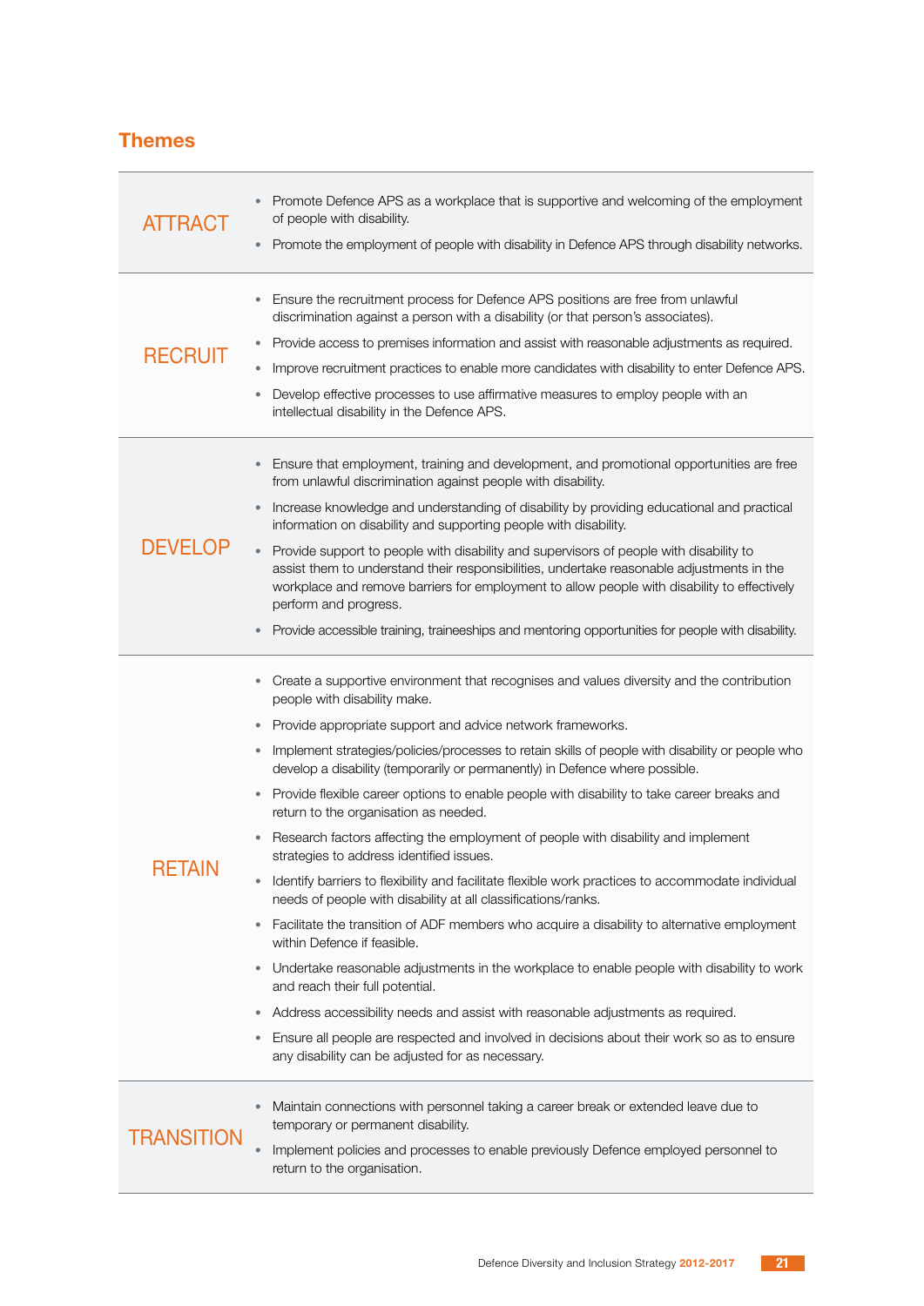## Themes

| | |
|---|---|
| ATTRACT | • Promote Defence APS as a workplace that is supportive and welcoming of the employment of people with disability.<br>• Promote the employment of people with disability in Defence APS through disability networks. |
| RECRUIT | • Ensure the recruitment process for Defence APS positions are free from unlawful discrimination against a person with a disability (or that person's associates).<br>• Provide access to premises information and assist with reasonable adjustments as required.<br>• Improve recruitment practices to enable more candidates with disability to enter Defence APS.<br>• Develop effective processes to use affirmative measures to employ people with an intellectual disability in the Defence APS. |
| DEVELOP | • Ensure that employment, training and development, and promotional opportunities are free from unlawful discrimination against people with disability.<br>• Increase knowledge and understanding of disability by providing educational and practical information on disability and supporting people with disability.<br>• Provide support to people with disability and supervisors of people with disability to assist them to understand their responsibilities, undertake reasonable adjustments in the workplace and remove barriers for employment to allow people with disability to effectively perform and progress.<br>• Provide accessible training, traineeships and mentoring opportunities for people with disability. |
| RETAIN | • Create a supportive environment that recognises and values diversity and the contribution people with disability make.<br>• Provide appropriate support and advice network frameworks.<br>• Implement strategies/policies/processes to retain skills of people with disability or people who develop a disability (temporarily or permanently) in Defence where possible.<br>• Provide flexible career options to enable people with disability to take career breaks and return to the organisation as needed.<br>• Research factors affecting the employment of people with disability and implement strategies to address identified issues.<br>• Identify barriers to flexibility and facilitate flexible work practices to accommodate individual needs of people with disability at all classifications/ranks.<br>• Facilitate the transition of ADF members who acquire a disability to alternative employment within Defence if feasible.<br>• Undertake reasonable adjustments in the workplace to enable people with disability to work and reach their full potential.<br>• Address accessibility needs and assist with reasonable adjustments as required.<br>• Ensure all people are respected and involved in decisions about their work so as to ensure any disability can be adjusted for as necessary. |
| TRANSITION | • Maintain connections with personnel taking a career break or extended leave due to temporary or permanent disability.<br>• Implement policies and processes to enable previously Defence employed personnel to return to the organisation. |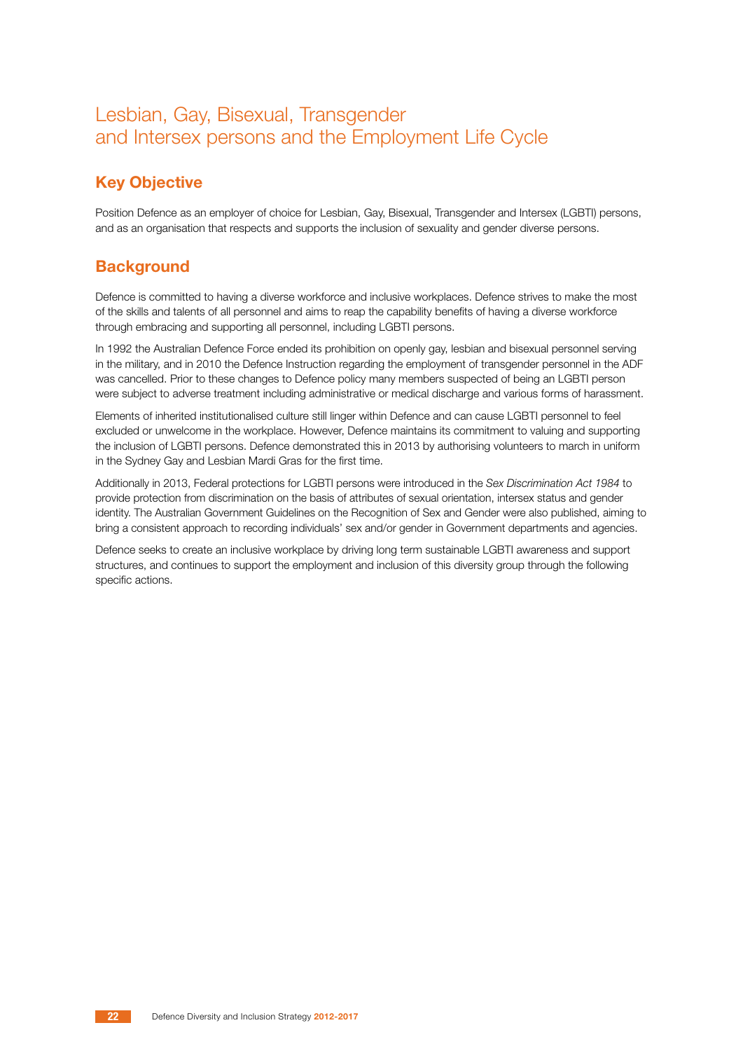# Lesbian, Gay, Bisexual, Transgender and Intersex persons and the Employment Life Cycle

## Key Objective

Position Defence as an employer of choice for Lesbian, Gay, Bisexual, Transgender and Intersex (LGBTI) persons, and as an organisation that respects and supports the inclusion of sexuality and gender diverse persons.

## Background

Defence is committed to having a diverse workforce and inclusive workplaces. Defence strives to make the most of the skills and talents of all personnel and aims to reap the capability benefits of having a diverse workforce through embracing and supporting all personnel, including LGBTI persons.

In 1992 the Australian Defence Force ended its prohibition on openly gay, lesbian and bisexual personnel serving in the military, and in 2010 the Defence Instruction regarding the employment of transgender personnel in the ADF was cancelled. Prior to these changes to Defence policy many members suspected of being an LGBTI person were subject to adverse treatment including administrative or medical discharge and various forms of harassment.

Elements of inherited institutionalised culture still linger within Defence and can cause LGBTI personnel to feel excluded or unwelcome in the workplace. However, Defence maintains its commitment to valuing and supporting the inclusion of LGBTI persons. Defence demonstrated this in 2013 by authorising volunteers to march in uniform in the Sydney Gay and Lesbian Mardi Gras for the first time.

Additionally in 2013, Federal protections for LGBTI persons were introduced in the *Sex Discrimination Act 1984* to provide protection from discrimination on the basis of attributes of sexual orientation, intersex status and gender identity. The Australian Government Guidelines on the Recognition of Sex and Gender were also published, aiming to bring a consistent approach to recording individuals' sex and/or gender in Government departments and agencies.

Defence seeks to create an inclusive workplace by driving long term sustainable LGBTI awareness and support structures, and continues to support the employment and inclusion of this diversity group through the following specific actions.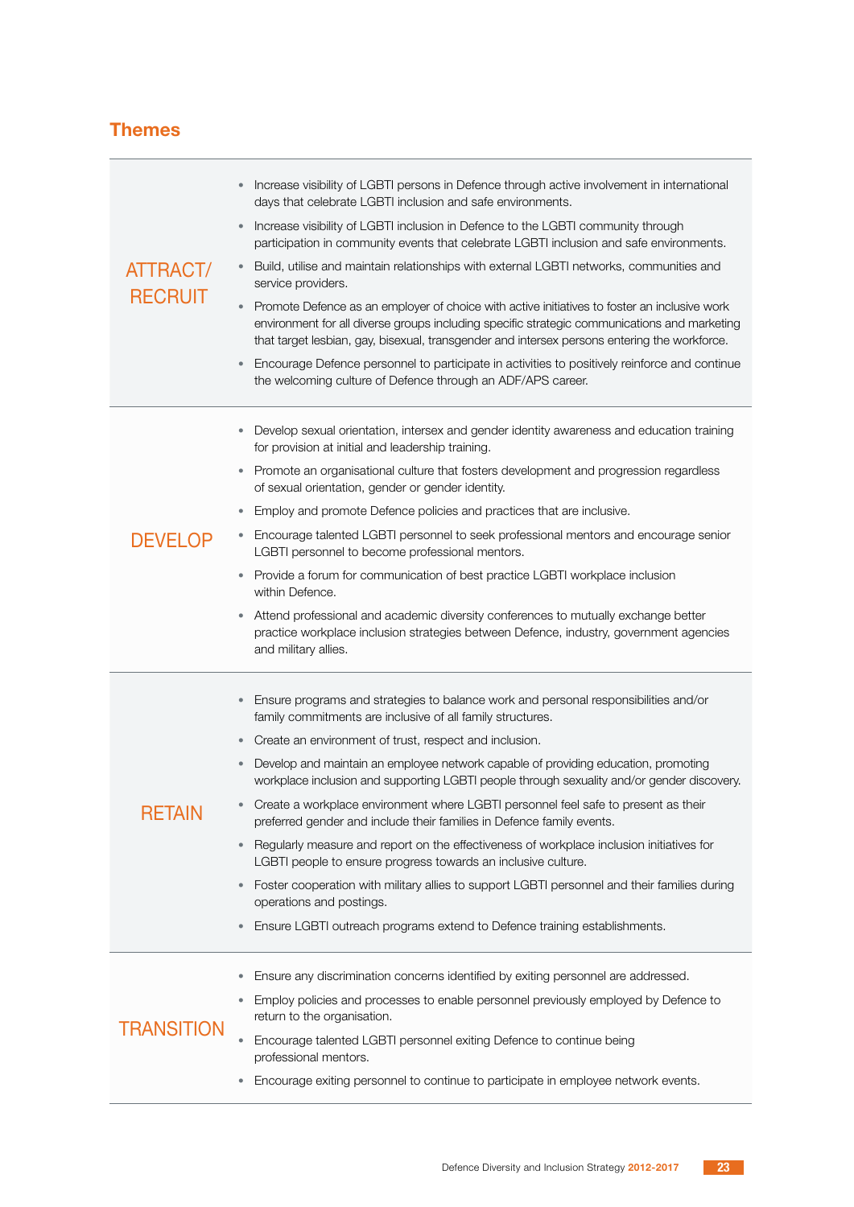## Themes

| | |
|---|---|
| ATTRACT/ RECRUIT | • Increase visibility of LGBTI persons in Defence through active involvement in international days that celebrate LGBTI inclusion and safe environments.<br>• Increase visibility of LGBTI inclusion in Defence to the LGBTI community through participation in community events that celebrate LGBTI inclusion and safe environments.<br>• Build, utilise and maintain relationships with external LGBTI networks, communities and service providers.<br>• Promote Defence as an employer of choice with active initiatives to foster an inclusive work environment for all diverse groups including specific strategic communications and marketing that target lesbian, gay, bisexual, transgender and intersex persons entering the workforce.<br>• Encourage Defence personnel to participate in activities to positively reinforce and continue the welcoming culture of Defence through an ADF/APS career. |
| DEVELOP | • Develop sexual orientation, intersex and gender identity awareness and education training for provision at initial and leadership training.<br>• Promote an organisational culture that fosters development and progression regardless of sexual orientation, gender or gender identity.<br>• Employ and promote Defence policies and practices that are inclusive.<br>• Encourage talented LGBTI personnel to seek professional mentors and encourage senior LGBTI personnel to become professional mentors.<br>• Provide a forum for communication of best practice LGBTI workplace inclusion within Defence.<br>• Attend professional and academic diversity conferences to mutually exchange better practice workplace inclusion strategies between Defence, industry, government agencies and military allies. |
| RETAIN | • Ensure programs and strategies to balance work and personal responsibilities and/or family commitments are inclusive of all family structures.<br>• Create an environment of trust, respect and inclusion.<br>• Develop and maintain an employee network capable of providing education, promoting workplace inclusion and supporting LGBTI people through sexuality and/or gender discovery.<br>• Create a workplace environment where LGBTI personnel feel safe to present as their preferred gender and include their families in Defence family events.<br>• Regularly measure and report on the effectiveness of workplace inclusion initiatives for LGBTI people to ensure progress towards an inclusive culture.<br>• Foster cooperation with military allies to support LGBTI personnel and their families during operations and postings.<br>• Ensure LGBTI outreach programs extend to Defence training establishments. |
| TRANSITION | • Ensure any discrimination concerns identified by exiting personnel are addressed.<br>• Employ policies and processes to enable personnel previously employed by Defence to return to the organisation.<br>• Encourage talented LGBTI personnel exiting Defence to continue being professional mentors.<br>• Encourage exiting personnel to continue to participate in employee network events. |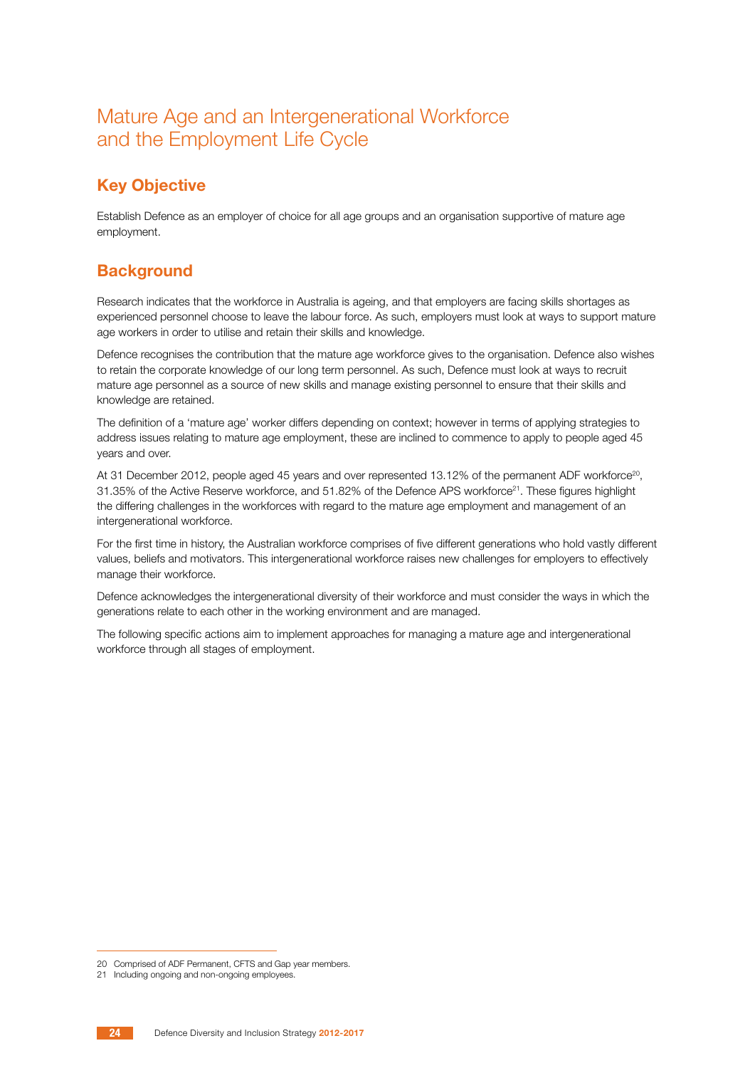# Mature Age and an Intergenerational Workforce and the Employment Life Cycle

## Key Objective

Establish Defence as an employer of choice for all age groups and an organisation supportive of mature age employment.

## Background

Research indicates that the workforce in Australia is ageing, and that employers are facing skills shortages as experienced personnel choose to leave the labour force. As such, employers must look at ways to support mature age workers in order to utilise and retain their skills and knowledge.

Defence recognises the contribution that the mature age workforce gives to the organisation. Defence also wishes to retain the corporate knowledge of our long term personnel. As such, Defence must look at ways to recruit mature age personnel as a source of new skills and manage existing personnel to ensure that their skills and knowledge are retained.

The definition of a 'mature age' worker differs depending on context; however in terms of applying strategies to address issues relating to mature age employment, these are inclined to commence to apply to people aged 45 years and over.

At 31 December 2012, people aged 45 years and over represented 13.12% of the permanent ADF workforce[20], 31.35% of the Active Reserve workforce, and 51.82% of the Defence APS workforce[21]. These figures highlight the differing challenges in the workforces with regard to the mature age employment and management of an intergenerational workforce.

For the first time in history, the Australian workforce comprises of five different generations who hold vastly different values, beliefs and motivators. This intergenerational workforce raises new challenges for employers to effectively manage their workforce.

Defence acknowledges the intergenerational diversity of their workforce and must consider the ways in which the generations relate to each other in the working environment and are managed.

The following specific actions aim to implement approaches for managing a mature age and intergenerational workforce through all stages of employment.

---

20 Comprised of ADF Permanent, CFTS and Gap year members.

21 Including ongoing and non-ongoing employees.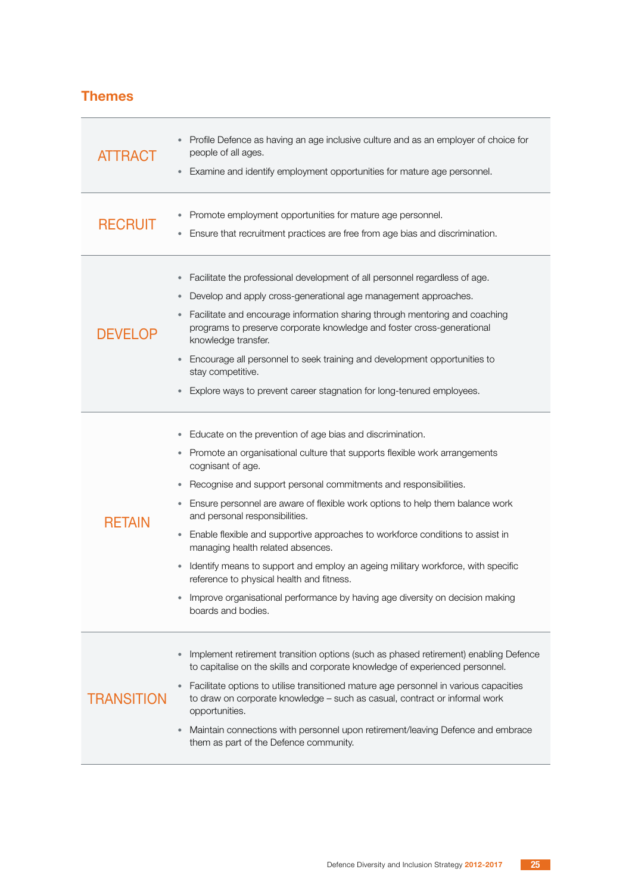## Themes

| | |
|---|---|
| ATTRACT | • Profile Defence as having an age inclusive culture and as an employer of choice for people of all ages.<br>• Examine and identify employment opportunities for mature age personnel. |
| RECRUIT | • Promote employment opportunities for mature age personnel.<br>• Ensure that recruitment practices are free from age bias and discrimination. |
| DEVELOP | • Facilitate the professional development of all personnel regardless of age.<br>• Develop and apply cross-generational age management approaches.<br>• Facilitate and encourage information sharing through mentoring and coaching programs to preserve corporate knowledge and foster cross-generational knowledge transfer.<br>• Encourage all personnel to seek training and development opportunities to stay competitive.<br>• Explore ways to prevent career stagnation for long-tenured employees. |
| RETAIN | • Educate on the prevention of age bias and discrimination.<br>• Promote an organisational culture that supports flexible work arrangements cognisant of age.<br>• Recognise and support personal commitments and responsibilities.<br>• Ensure personnel are aware of flexible work options to help them balance work and personal responsibilities.<br>• Enable flexible and supportive approaches to workforce conditions to assist in managing health related absences.<br>• Identify means to support and employ an ageing military workforce, with specific reference to physical health and fitness.<br>• Improve organisational performance by having age diversity on decision making boards and bodies. |
| TRANSITION | • Implement retirement transition options (such as phased retirement) enabling Defence to capitalise on the skills and corporate knowledge of experienced personnel.<br>• Facilitate options to utilise transitioned mature age personnel in various capacities to draw on corporate knowledge – such as casual, contract or informal work opportunities.<br>• Maintain connections with personnel upon retirement/leaving Defence and embrace them as part of the Defence community. |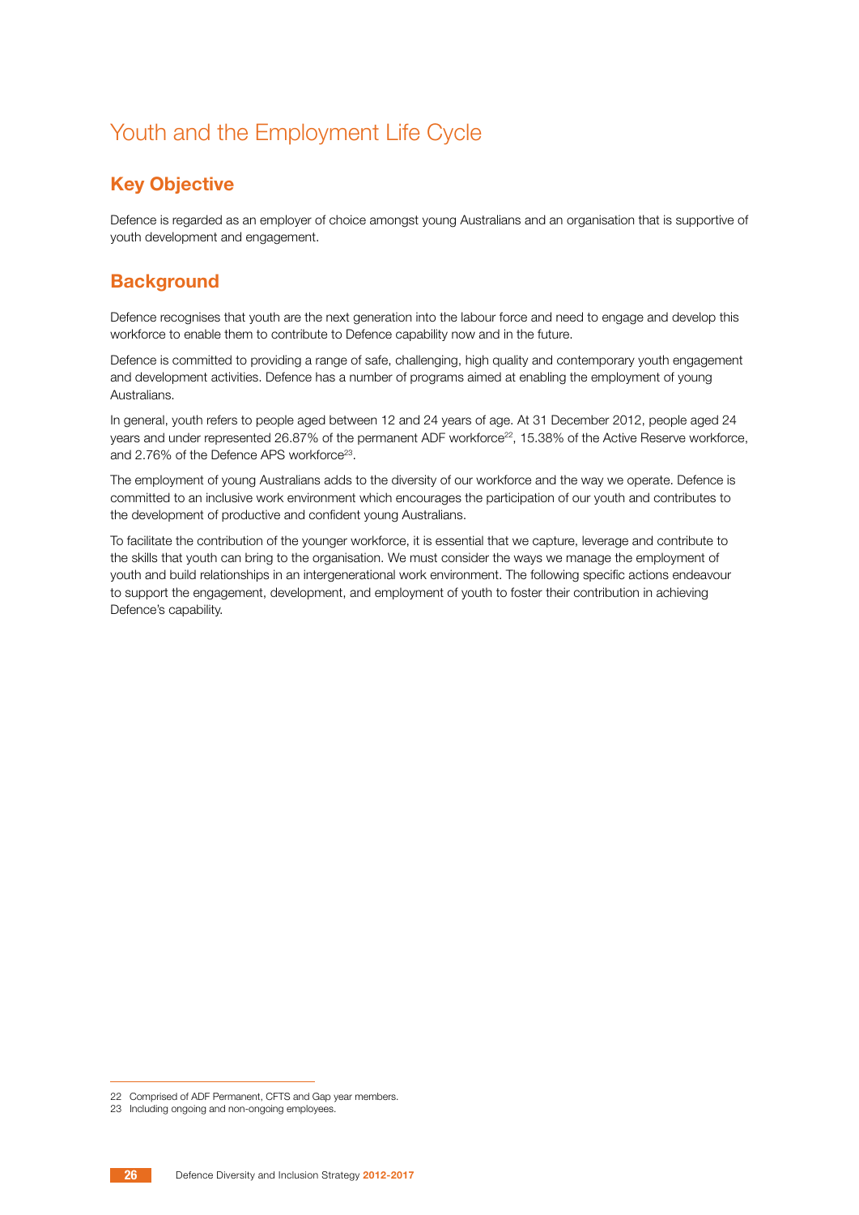# Youth and the Employment Life Cycle

## Key Objective

Defence is regarded as an employer of choice amongst young Australians and an organisation that is supportive of youth development and engagement.

## Background

Defence recognises that youth are the next generation into the labour force and need to engage and develop this workforce to enable them to contribute to Defence capability now and in the future.

Defence is committed to providing a range of safe, challenging, high quality and contemporary youth engagement and development activities. Defence has a number of programs aimed at enabling the employment of young Australians.

In general, youth refers to people aged between 12 and 24 years of age. At 31 December 2012, people aged 24 years and under represented 26.87% of the permanent ADF workforce[22], 15.38% of the Active Reserve workforce, and 2.76% of the Defence APS workforce[23].

The employment of young Australians adds to the diversity of our workforce and the way we operate. Defence is committed to an inclusive work environment which encourages the participation of our youth and contributes to the development of productive and confident young Australians.

To facilitate the contribution of the younger workforce, it is essential that we capture, leverage and contribute to the skills that youth can bring to the organisation. We must consider the ways we manage the employment of youth and build relationships in an intergenerational work environment. The following specific actions endeavour to support the engagement, development, and employment of youth to foster their contribution in achieving Defence's capability.

---

22 Comprised of ADF Permanent, CFTS and Gap year members.

23 Including ongoing and non-ongoing employees.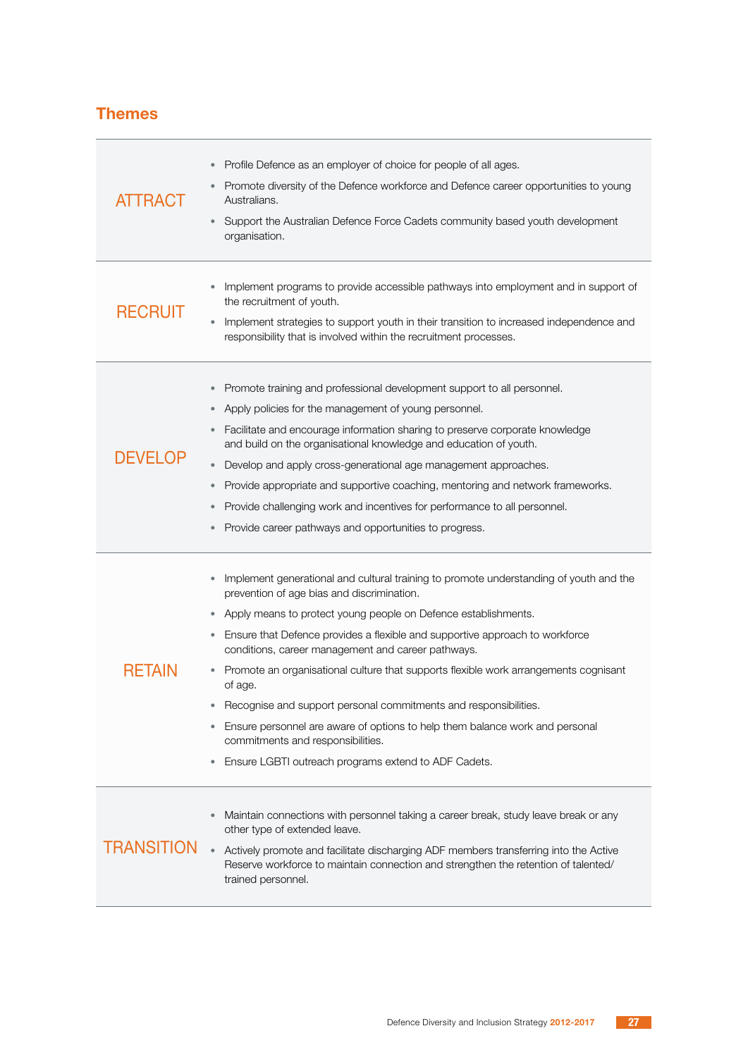## Themes

| | |
|---|---|
| ATTRACT | • Profile Defence as an employer of choice for people of all ages.<br>• Promote diversity of the Defence workforce and Defence career opportunities to young Australians.<br>• Support the Australian Defence Force Cadets community based youth development organisation. |
| RECRUIT | • Implement programs to provide accessible pathways into employment and in support of the recruitment of youth.<br>• Implement strategies to support youth in their transition to increased independence and responsibility that is involved within the recruitment processes. |
| DEVELOP | • Promote training and professional development support to all personnel.<br>• Apply policies for the management of young personnel.<br>• Facilitate and encourage information sharing to preserve corporate knowledge and build on the organisational knowledge and education of youth.<br>• Develop and apply cross-generational age management approaches.<br>• Provide appropriate and supportive coaching, mentoring and network frameworks.<br>• Provide challenging work and incentives for performance to all personnel.<br>• Provide career pathways and opportunities to progress. |
| RETAIN | • Implement generational and cultural training to promote understanding of youth and the prevention of age bias and discrimination.<br>• Apply means to protect young people on Defence establishments.<br>• Ensure that Defence provides a flexible and supportive approach to workforce conditions, career management and career pathways.<br>• Promote an organisational culture that supports flexible work arrangements cognisant of age.<br>• Recognise and support personal commitments and responsibilities.<br>• Ensure personnel are aware of options to help them balance work and personal commitments and responsibilities.<br>• Ensure LGBTI outreach programs extend to ADF Cadets. |
| TRANSITION | • Maintain connections with personnel taking a career break, study leave break or any other type of extended leave.<br>• Actively promote and facilitate discharging ADF members transferring into the Active Reserve workforce to maintain connection and strengthen the retention of talented/trained personnel. |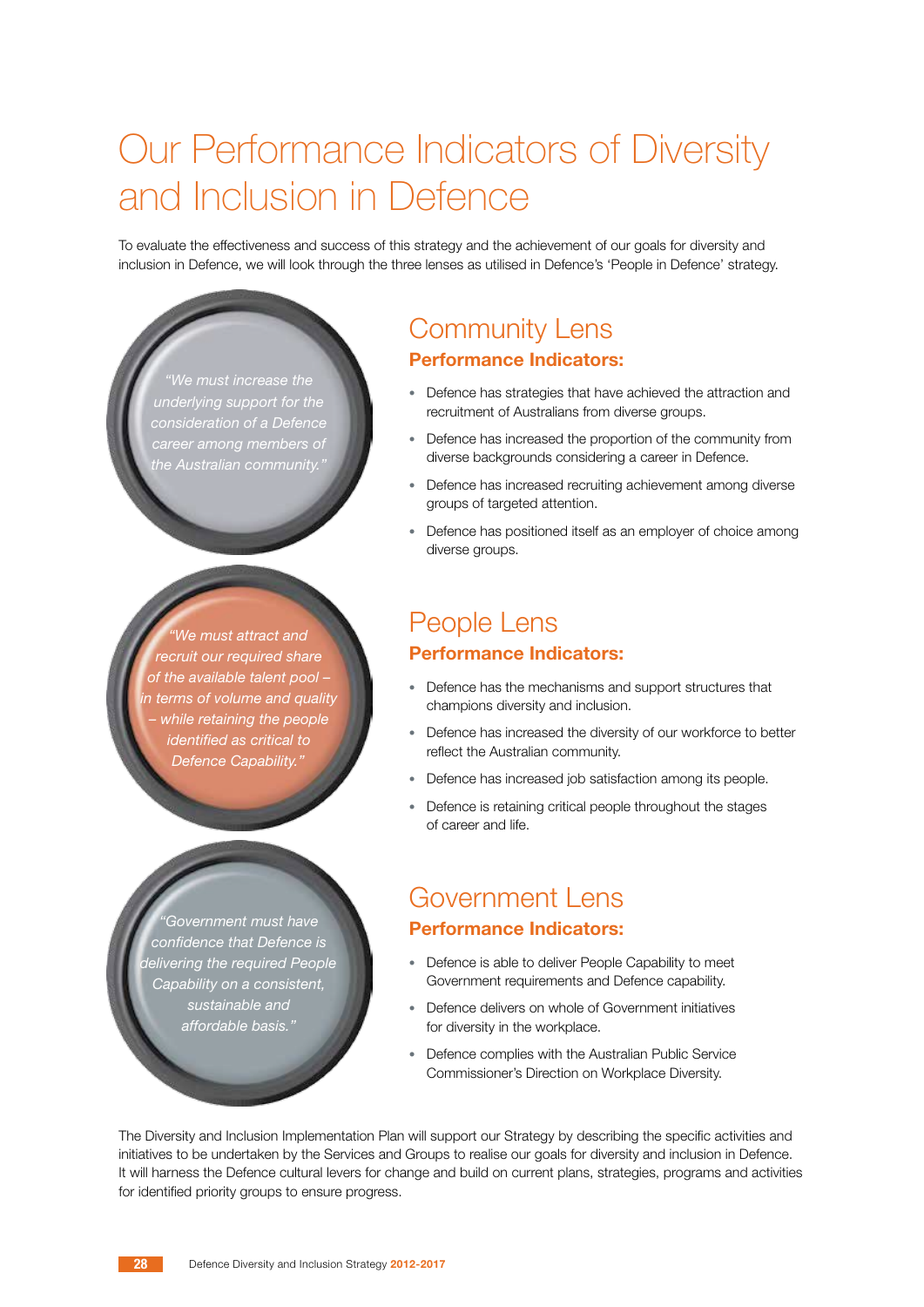# Our Performance Indicators of Diversity and Inclusion in Defence

To evaluate the effectiveness and success of this strategy and the achievement of our goals for diversity and inclusion in Defence, we will look through the three lenses as utilised in Defence's 'People in Defence' strategy.

*"We must increase the underlying support for the consideration of a Defence career among members of the Australian community."*

## Community Lens

### Performance Indicators:

- Defence has strategies that have achieved the attraction and recruitment of Australians from diverse groups.
- Defence has increased the proportion of the community from diverse backgrounds considering a career in Defence.
- Defence has increased recruiting achievement among diverse groups of targeted attention.
- Defence has positioned itself as an employer of choice among diverse groups.

*"We must attract and recruit our required share of the available talent pool – in terms of volume and quality – while retaining the people identified as critical to Defence Capability."*

## People Lens

### Performance Indicators:

- Defence has the mechanisms and support structures that champions diversity and inclusion.
- Defence has increased the diversity of our workforce to better reflect the Australian community.
- Defence has increased job satisfaction among its people.
- Defence is retaining critical people throughout the stages of career and life.

*"Government must have confidence that Defence is delivering the required People Capability on a consistent, sustainable and affordable basis."*

## Government Lens

### Performance Indicators:

- Defence is able to deliver People Capability to meet Government requirements and Defence capability.
- Defence delivers on whole of Government initiatives for diversity in the workplace.
- Defence complies with the Australian Public Service Commissioner's Direction on Workplace Diversity.

The Diversity and Inclusion Implementation Plan will support our Strategy by describing the specific activities and initiatives to be undertaken by the Services and Groups to realise our goals for diversity and inclusion in Defence. It will harness the Defence cultural levers for change and build on current plans, strategies, programs and activities for identified priority groups to ensure progress.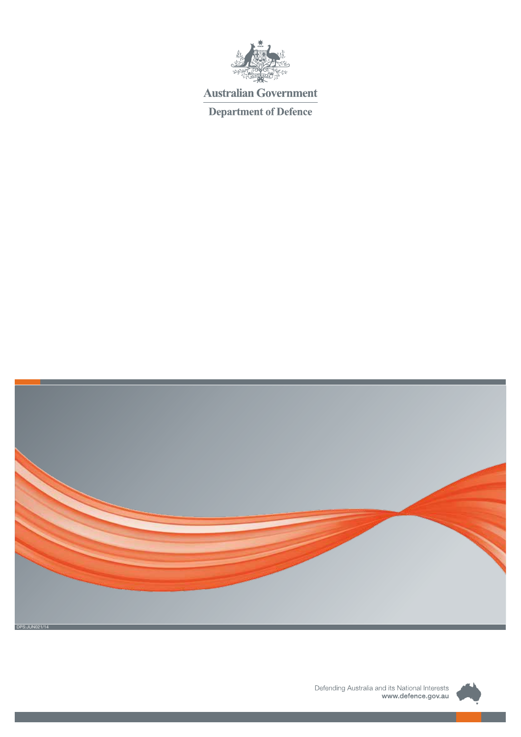Australian Government

Department of Defence

DPS:JUN021/14

Defending Australia and its National Interests
**www.defence.gov.au**